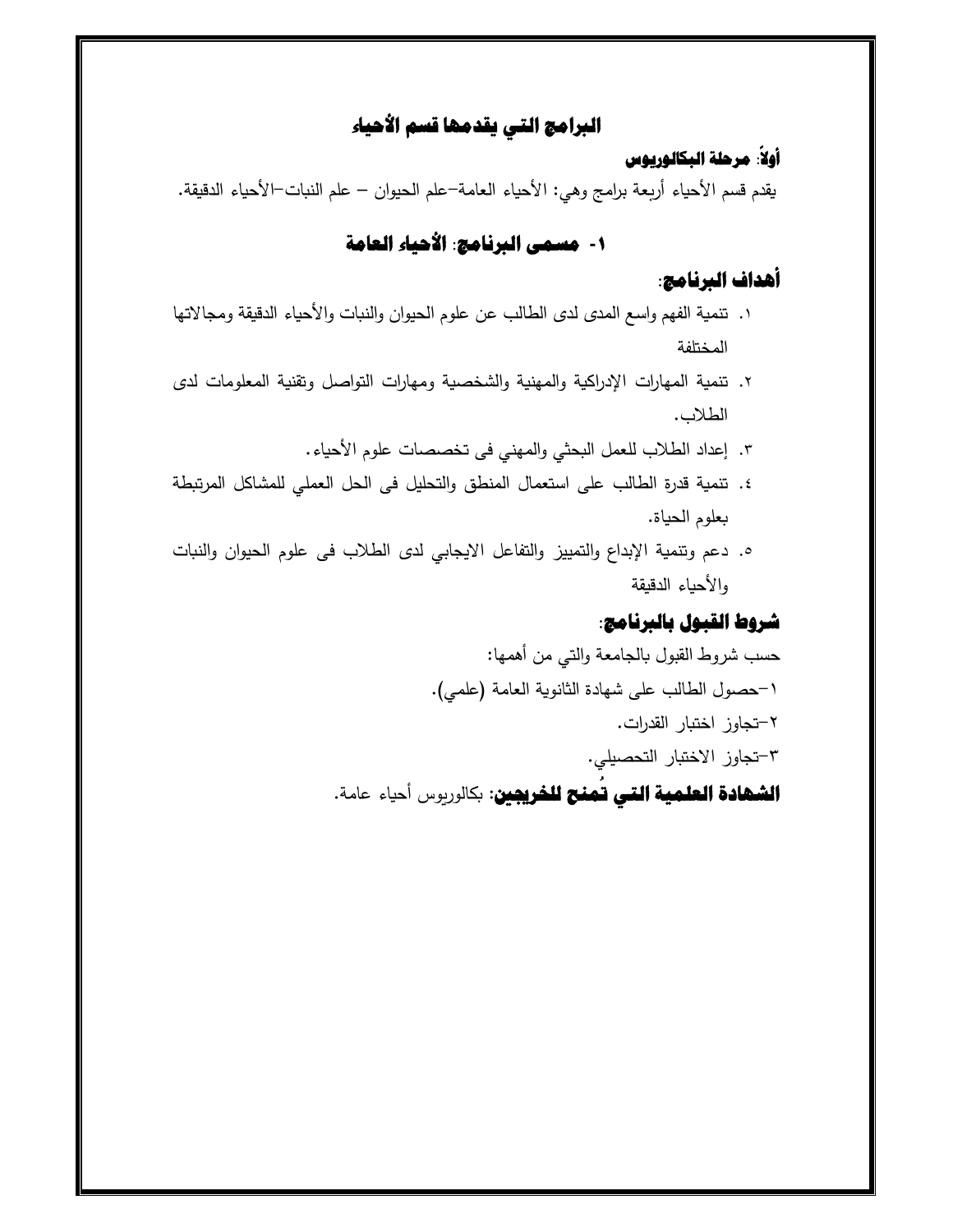# البرامج التي يقدمها قسم الأحياء

## أولاً: مرحلة البكالوريوس

يقدم قسم الأحياء أربعة برامج وهي: الأحياء العامة–علم الحيوان – علم النبات–الأحياء الدقيقة.

## ١- مسمى البرنامج: الأحياء العامة

### أهداف البرنامج:

١. تنمية الفهم واسع المدى لدى الطالب عن علوم الحيوان والنبات والأحياء الدقيقة ومجالاتها المختلفة

٢. تنمية المهارات الإدراكية والمهنية والشخصية ومهارات التواصل وتقنية المعلومات لدى الطلاب.

٣. إعداد الطلاب للعمل البحثي والمهني فى تخصصات علوم الأحياء.

٤. تنمية قدرة الطالب على استعمال المنطق والتحليل فى الحل العملي للمشاكل المرتبطة بعلوم الحياة.

٥. دعم وتنمية الإبداع والتمييز والتفاعل الايجابي لدى الطلاب فى علوم الحيوان والنبات والأحياء الدقيقة

### شروط القبول بالبرنامج:

حسب شروط القبول بالجامعة والتي من أهمها:

١–حصول الطالب على شهادة الثانوية العامة (علمي).

٢–تجاوز اختبار القدرات.

٣–تجاوز الاختبار التحصيلي.

**الشهادة العلمية التي تُمنح للخريجين:** بكالوريوس أحياء عامة.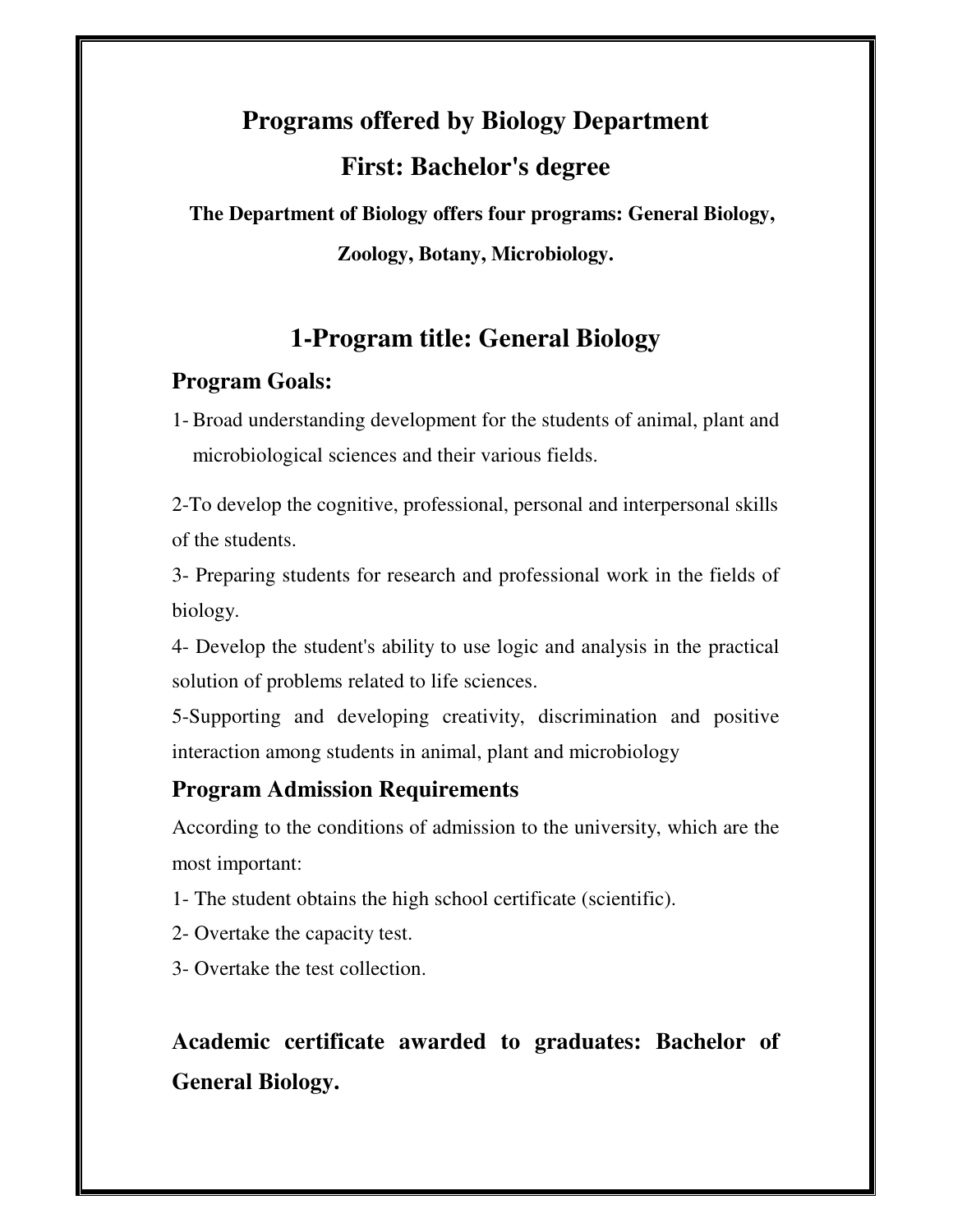# Programs offered by Biology Department

## First: Bachelor's degree

**The Department of Biology offers four programs: General Biology, Zoology, Botany, Microbiology.**

## 1-Program title: General Biology

### Program Goals:

1- Broad understanding development for the students of animal, plant and microbiological sciences and their various fields.

2-To develop the cognitive, professional, personal and interpersonal skills of the students.

3- Preparing students for research and professional work in the fields of biology.

4- Develop the student's ability to use logic and analysis in the practical solution of problems related to life sciences.

5-Supporting and developing creativity, discrimination and positive interaction among students in animal, plant and microbiology

### Program Admission Requirements

According to the conditions of admission to the university, which are the most important:

1- The student obtains the high school certificate (scientific).

2- Overtake the capacity test.

3- Overtake the test collection.

**Academic certificate awarded to graduates: Bachelor of General Biology.**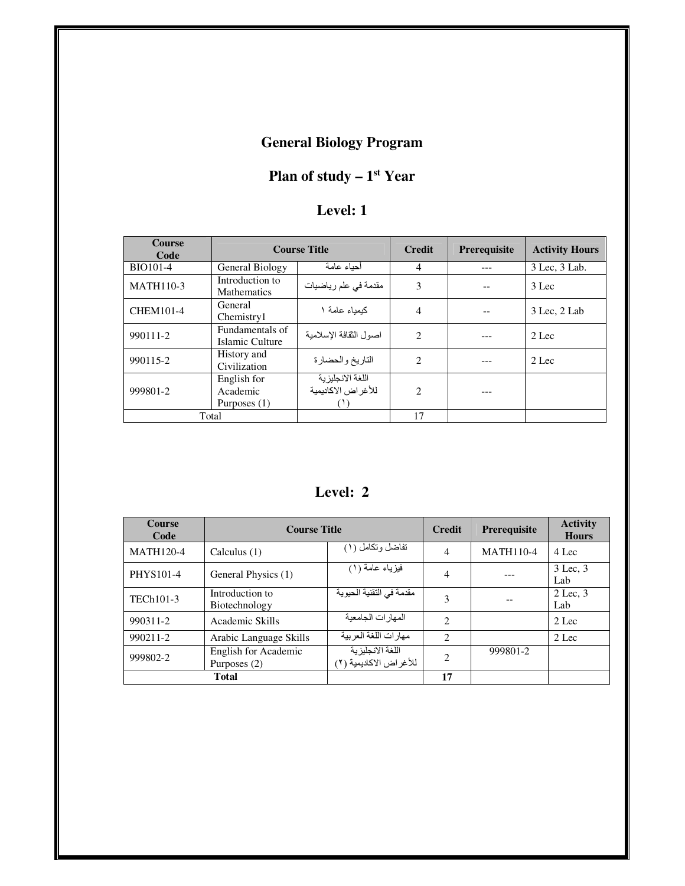# General Biology Program

## Plan of study – 1st Year

### Level: 1

| Course Code | Course Title | | Credit | Prerequisite | Activity Hours |
|---|---|---|---|---|---|
| BIO101-4 | General Biology | أحياء عامة | 4 | --- | 3 Lec, 3 Lab. |
| MATH110-3 | Introduction to Mathematics | مقدمة في علم رياضيات | 3 | -- | 3 Lec |
| CHEM101-4 | General Chemistry1 | كيمياء عامة ١ | 4 | -- | 3 Lec, 2 Lab |
| 990111-2 | Fundamentals of Islamic Culture | اصول الثقافة الإسلامية | 2 | --- | 2 Lec |
| 990115-2 | History and Civilization | التاريخ والحضارة | 2 | --- | 2 Lec |
| 999801-2 | English for Academic Purposes (1) | اللغة الانجليزية للأغراض الاكاديمية (١) | 2 | --- | |
| Total | | | 17 | | |

### Level: 2

| Course Code | Course Title | | Credit | Prerequisite | Activity Hours |
|---|---|---|---|---|---|
| MATH120-4 | Calculus (1) | تفاضل وتكامل (١) | 4 | MATH110-4 | 4 Lec |
| PHYS101-4 | General Physics (1) | فيزياء عامة (١) | 4 | --- | 3 Lec, 3 Lab |
| TECh101-3 | Introduction to Biotechnology | مقدمة في التقنية الحيوية | 3 | -- | 2 Lec, 3 Lab |
| 990311-2 | Academic Skills | المهارات الجامعية | 2 | | 2 Lec |
| 990211-2 | Arabic Language Skills | مهارات اللغة العربية | 2 | | 2 Lec |
| 999802-2 | English for Academic Purposes (2) | اللغة الانجليزية للأغراض الاكاديمية (٢) | 2 | 999801-2 | |
| **Total** | | | **17** | | |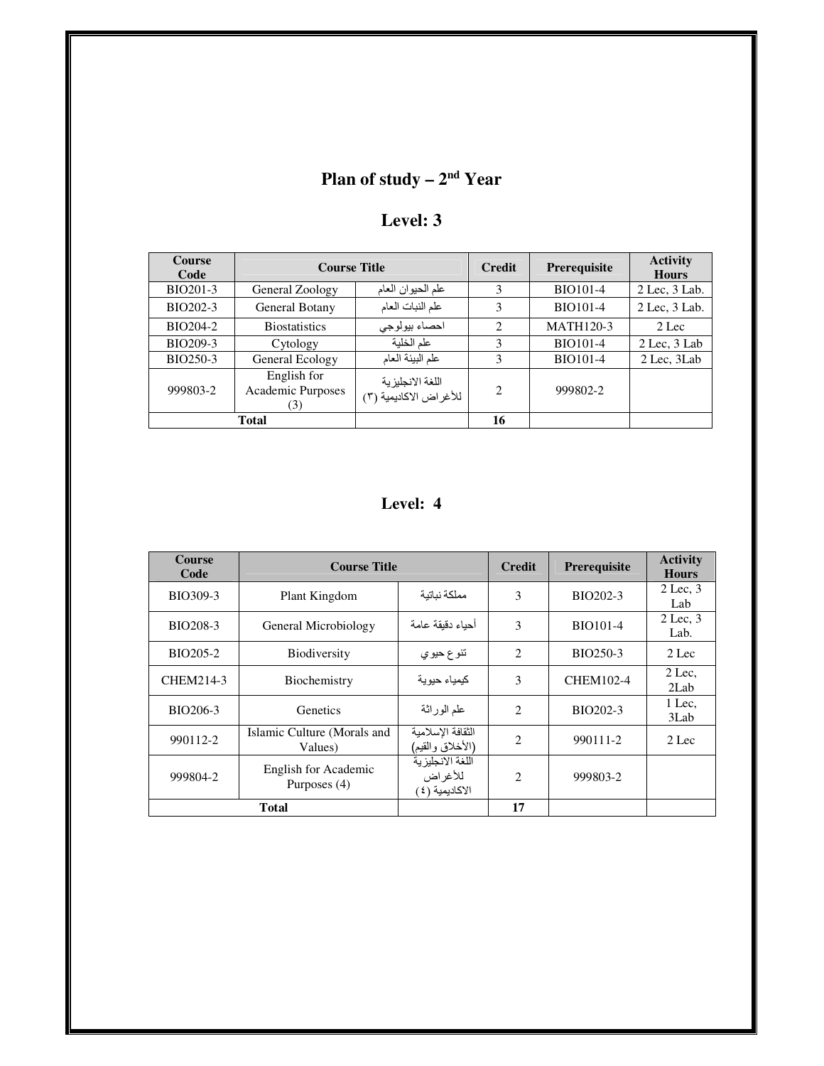# Plan of study – 2nd Year

## Level: 3

| Course Code | Course Title | | Credit | Prerequisite | Activity Hours |
|---|---|---|---|---|---|
| BIO201-3 | General Zoology | علم الحيوان العام | 3 | BIO101-4 | 2 Lec, 3 Lab. |
| BIO202-3 | General Botany | علم النبات العام | 3 | BIO101-4 | 2 Lec, 3 Lab. |
| BIO204-2 | Biostatistics | احصاء بيولوجي | 2 | MATH120-3 | 2 Lec |
| BIO209-3 | Cytology | علم الخلية | 3 | BIO101-4 | 2 Lec, 3 Lab |
| BIO250-3 | General Ecology | علم البيئة العام | 3 | BIO101-4 | 2 Lec, 3Lab |
| 999803-2 | English for Academic Purposes (3) | اللغة الانجليزية للأغراض الاكاديمية (٣) | 2 | 999802-2 | |
| Total | | | 16 | | |

## Level: 4

| Course Code | Course Title | | Credit | Prerequisite | Activity Hours |
|---|---|---|---|---|---|
| BIO309-3 | Plant Kingdom | مملكة نباتية | 3 | BIO202-3 | 2 Lec, 3 Lab |
| BIO208-3 | General Microbiology | أحياء دقيقة عامة | 3 | BIO101-4 | 2 Lec, 3 Lab. |
| BIO205-2 | Biodiversity | تنوع حيوي | 2 | BIO250-3 | 2 Lec |
| CHEM214-3 | Biochemistry | كيمياء حيوية | 3 | CHEM102-4 | 2 Lec, 2Lab |
| BIO206-3 | Genetics | علم الوراثة | 2 | BIO202-3 | 1 Lec, 3Lab |
| 990112-2 | Islamic Culture (Morals and Values) | الثقافة الإسلامية (الأخلاق والقيم) | 2 | 990111-2 | 2 Lec |
| 999804-2 | English for Academic Purposes (4) | اللغة الانجليزية للأغراض الاكاديمية (٤) | 2 | 999803-2 | |
| Total | | | 17 | | |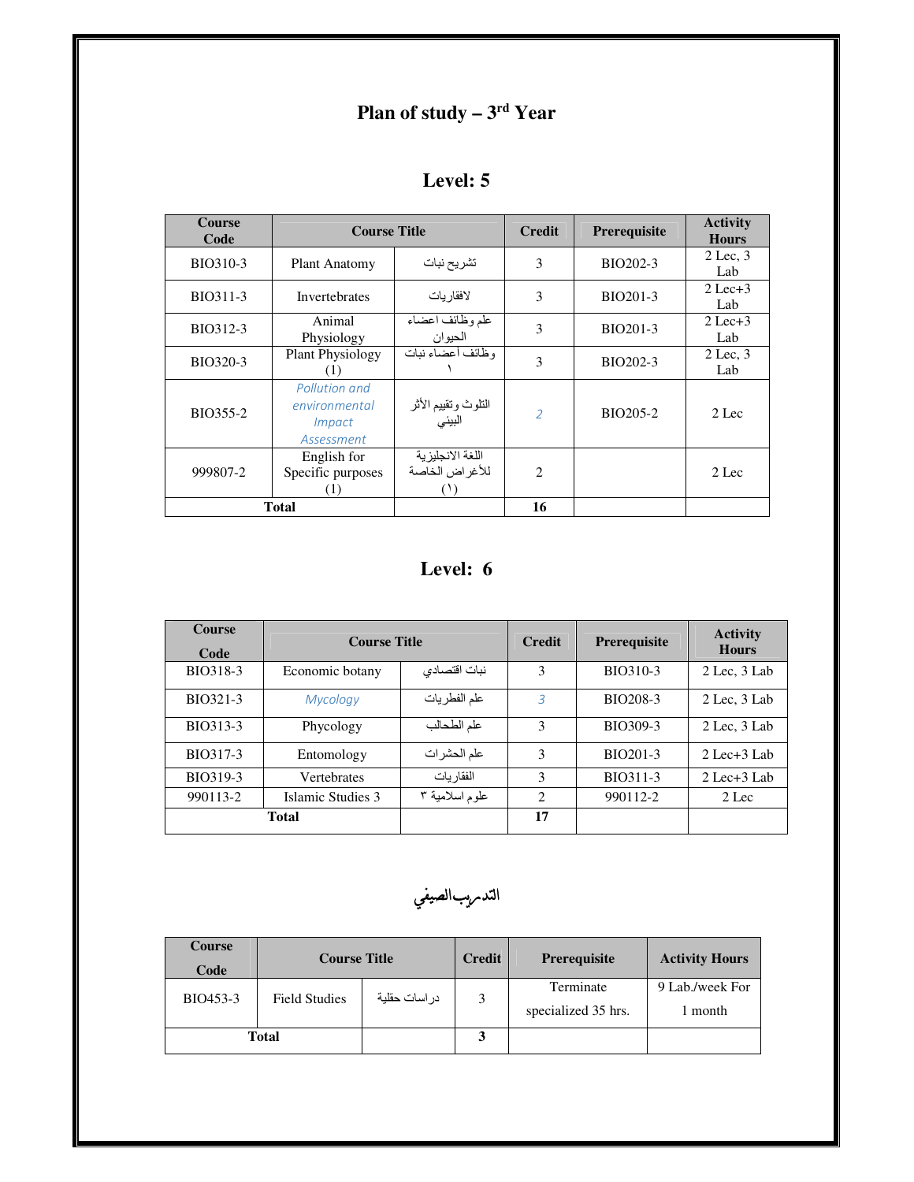# Plan of study – 3rd Year

## Level: 5

| Course Code | Course Title | | Credit | Prerequisite | Activity Hours |
|---|---|---|---|---|---|
| BIO310-3 | Plant Anatomy | تشريح نبات | 3 | BIO202-3 | 2 Lec, 3 Lab |
| BIO311-3 | Invertebrates | لافقاريات | 3 | BIO201-3 | 2 Lec+3 Lab |
| BIO312-3 | Animal Physiology | علم وظائف اعضاء الحيوان | 3 | BIO201-3 | 2 Lec+3 Lab |
| BIO320-3 | Plant Physiology (1) | وظائف أعضاء نبات ١ | 3 | BIO202-3 | 2 Lec, 3 Lab |
| BIO355-2 | *Pollution and environmental Impact Assessment* | التلوث وتقييم الأثر البيئي | *2* | BIO205-2 | 2 Lec |
| 999807-2 | English for Specific purposes (1) | اللغة الانجليزية للأغراض الخاصة (١) | 2 | | 2 Lec |
| **Total** | | | **16** | | |

## Level: 6

| Course Code | Course Title | | Credit | Prerequisite | Activity Hours |
|---|---|---|---|---|---|
| BIO318-3 | Economic botany | نبات اقتصادي | 3 | BIO310-3 | 2 Lec, 3 Lab |
| BIO321-3 | *Mycology* | علم الفطريات | *3* | BIO208-3 | 2 Lec, 3 Lab |
| BIO313-3 | Phycology | علم الطحالب | 3 | BIO309-3 | 2 Lec, 3 Lab |
| BIO317-3 | Entomology | علم الحشرات | 3 | BIO201-3 | 2 Lec+3 Lab |
| BIO319-3 | Vertebrates | الفقاريات | 3 | BIO311-3 | 2 Lec+3 Lab |
| 990113-2 | Islamic Studies 3 | علوم اسلامية ٣ | 2 | 990112-2 | 2 Lec |
| **Total** | | | **17** | | |

## التدريب الصيفي

| Course Code | Course Title | | Credit | Prerequisite | Activity Hours |
|---|---|---|---|---|---|
| BIO453-3 | Field Studies | دراسات حقلية | 3 | Terminate specialized 35 hrs. | 9 Lab./week For 1 month |
| **Total** | | | **3** | | |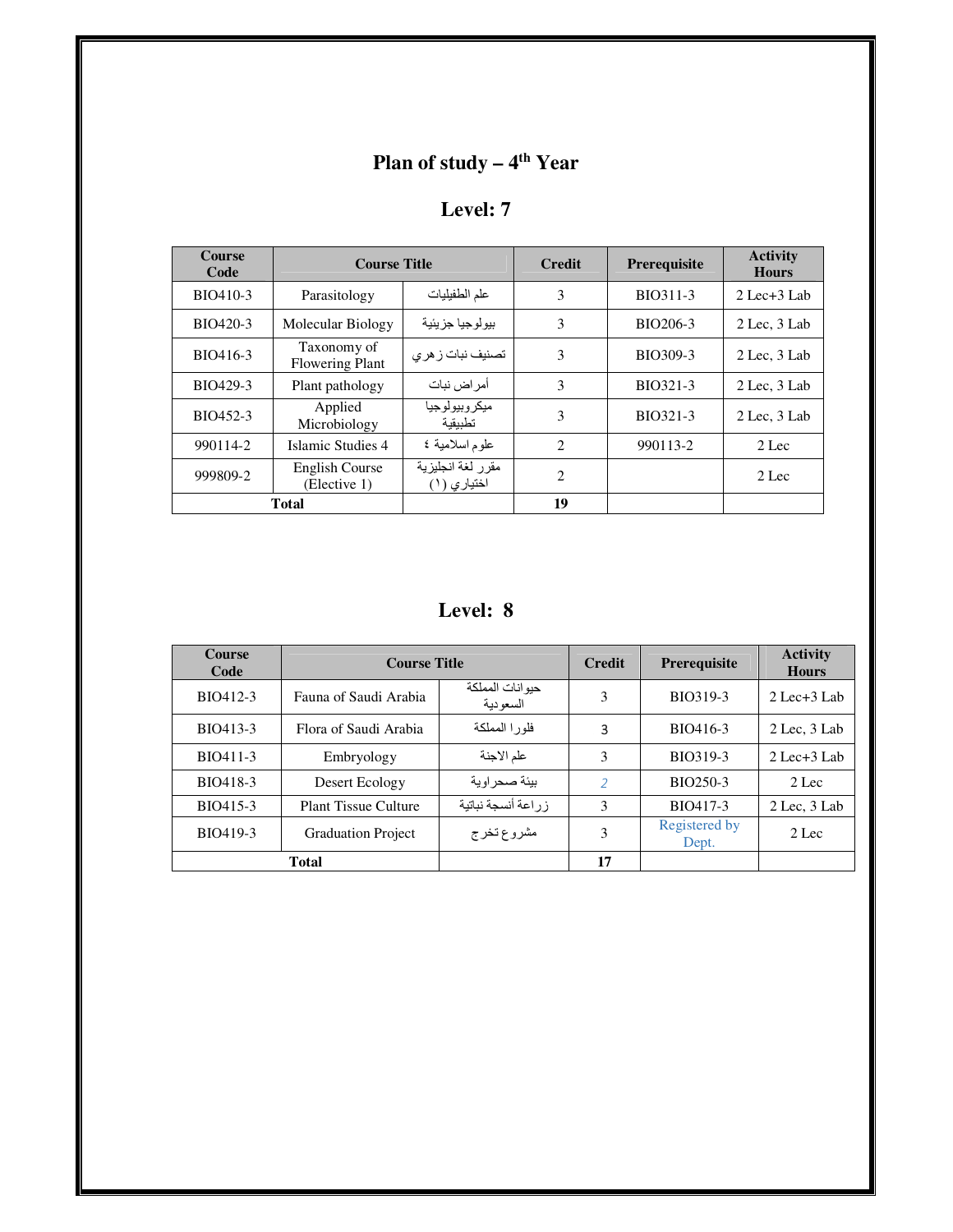# Plan of study – 4th Year

## Level: 7

| Course Code | Course Title | | Credit | Prerequisite | Activity Hours |
|---|---|---|---|---|---|
| BIO410-3 | Parasitology | علم الطفيليات | 3 | BIO311-3 | 2 Lec+3 Lab |
| BIO420-3 | Molecular Biology | بيولوجيا جزيئية | 3 | BIO206-3 | 2 Lec, 3 Lab |
| BIO416-3 | Taxonomy of Flowering Plant | تصنيف نبات زهري | 3 | BIO309-3 | 2 Lec, 3 Lab |
| BIO429-3 | Plant pathology | أمراض نبات | 3 | BIO321-3 | 2 Lec, 3 Lab |
| BIO452-3 | Applied Microbiology | ميكروبيولوجيا تطبيقية | 3 | BIO321-3 | 2 Lec, 3 Lab |
| 990114-2 | Islamic Studies 4 | علوم اسلامية ٤ | 2 | 990113-2 | 2 Lec |
| 999809-2 | English Course (Elective 1) | مقرر لغة انجليزية اختياري (١) | 2 | | 2 Lec |
| Total | | | 19 | | |

## Level: 8

| Course Code | Course Title | | Credit | Prerequisite | Activity Hours |
|---|---|---|---|---|---|
| BIO412-3 | Fauna of Saudi Arabia | حيوانات المملكة السعودية | 3 | BIO319-3 | 2 Lec+3 Lab |
| BIO413-3 | Flora of Saudi Arabia | فلورا المملكة | 3 | BIO416-3 | 2 Lec, 3 Lab |
| BIO411-3 | Embryology | علم الاجنة | 3 | BIO319-3 | 2 Lec+3 Lab |
| BIO418-3 | Desert Ecology | بيئة صحراوية | 2 | BIO250-3 | 2 Lec |
| BIO415-3 | Plant Tissue Culture | زراعة أنسجة نباتية | 3 | BIO417-3 | 2 Lec, 3 Lab |
| BIO419-3 | Graduation Project | مشروع تخرج | 3 | Registered by Dept. | 2 Lec |
| Total | | | 17 | | |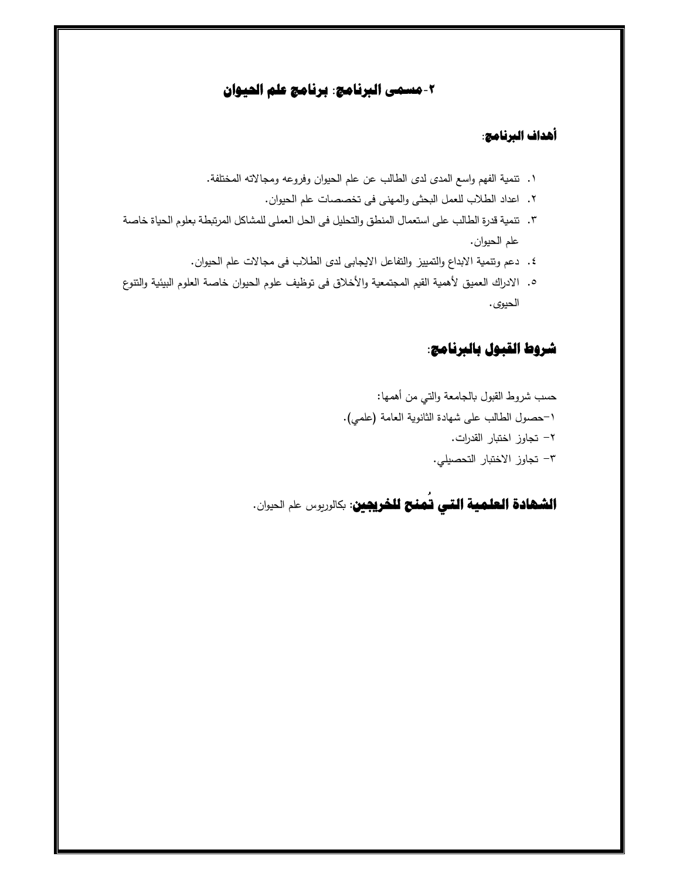## ٢-مسمى البرنامج: برنامج علم الحيوان

### أهداف البرنامج:

١. تنمية الفهم واسع المدى لدى الطالب عن علم الحيوان وفروعه ومجالاته المختلفة.
٢. اعداد الطلاب للعمل البحثى والمهنى فى تخصصات علم الحيوان.
٣. تنمية قدرة الطالب على استعمال المنطق والتحليل فى الحل العملى للمشاكل المرتبطة بعلوم الحياة خاصة علم الحيوان.
٤. دعم وتنمية الابداع والتمييز والتفاعل الايجابى لدى الطلاب فى مجالات علم الحيوان.
٥. الادراك العميق لأهمية القيم المجتمعية والأخلاق فى توظيف علوم الحيوان خاصة العلوم البيئية والتنوع الحيوى.

### شروط القبول بالبرنامج:

حسب شروط القبول بالجامعة والتي من أهمها:

١-حصول الطالب على شهادة الثانوية العامة (علمي).
٢- تجاوز اختبار القدرات.
٣- تجاوز الاختبار التحصيلي.

**الشهادة العلمية التي تُمنح للخريجين:** بكالوريوس علم الحيوان.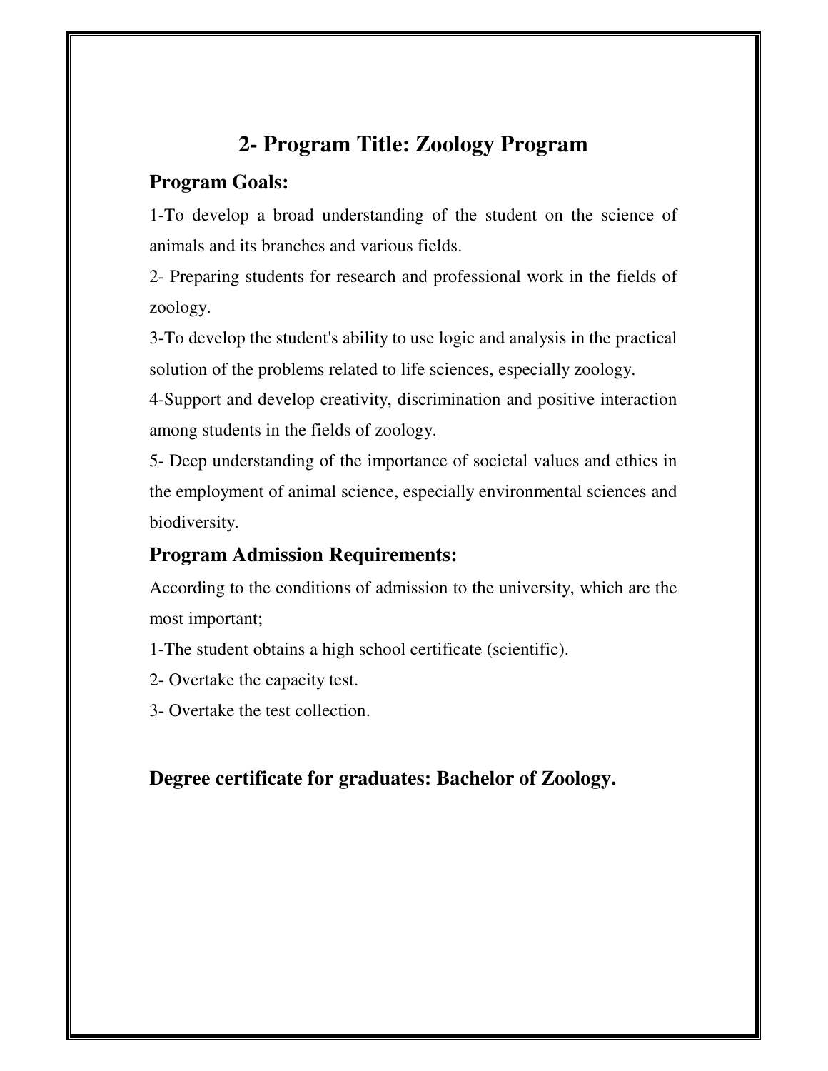# 2- Program Title: Zoology Program

## Program Goals:

1-To develop a broad understanding of the student on the science of animals and its branches and various fields.

2- Preparing students for research and professional work in the fields of zoology.

3-To develop the student's ability to use logic and analysis in the practical solution of the problems related to life sciences, especially zoology.

4-Support and develop creativity, discrimination and positive interaction among students in the fields of zoology.

5- Deep understanding of the importance of societal values and ethics in the employment of animal science, especially environmental sciences and biodiversity.

## Program Admission Requirements:

According to the conditions of admission to the university, which are the most important;

1-The student obtains a high school certificate (scientific).

2- Overtake the capacity test.

3- Overtake the test collection.

## Degree certificate for graduates: Bachelor of Zoology.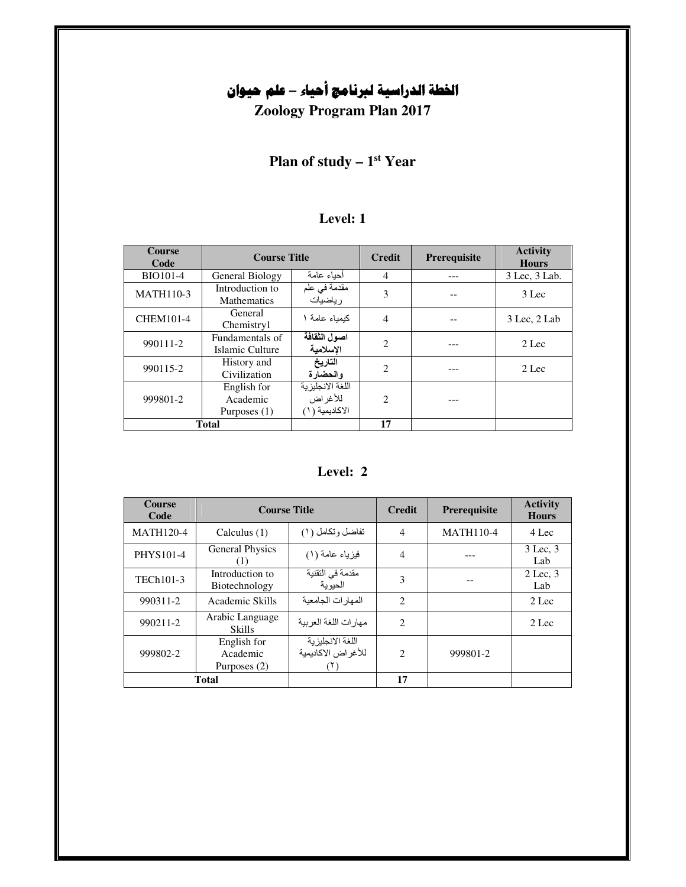# الخطة الدراسية لبرنامج أحياء – علم حيوان

# Zoology Program Plan 2017

## Plan of study – 1st Year

### Level: 1

| Course Code | Course Title | | Credit | Prerequisite | Activity Hours |
|---|---|---|---|---|---|
| BIO101-4 | General Biology | أحياء عامة | 4 | --- | 3 Lec, 3 Lab. |
| MATH110-3 | Introduction to Mathematics | مقدمة في علم رياضيات | 3 | -- | 3 Lec |
| CHEM101-4 | General Chemistry1 | كيمياء عامة ١ | 4 | -- | 3 Lec, 2 Lab |
| 990111-2 | Fundamentals of Islamic Culture | **اصول الثقافة الإسلامية** | 2 | --- | 2 Lec |
| 990115-2 | History and Civilization | **التاريخ والحضارة** | 2 | --- | 2 Lec |
| 999801-2 | English for Academic Purposes (1) | اللغة الانجليزية للأغراض الاكاديمية (١) | 2 | --- | |
| **Total** | | | **17** | | |

### Level: 2

| Course Code | Course Title | | Credit | Prerequisite | Activity Hours |
|---|---|---|---|---|---|
| MATH120-4 | Calculus (1) | تفاضل وتكامل (١) | 4 | MATH110-4 | 4 Lec |
| PHYS101-4 | General Physics (1) | فيزياء عامة (١) | 4 | --- | 3 Lec, 3 Lab |
| TECh101-3 | Introduction to Biotechnology | مقدمة في التقنية الحيوية | 3 | -- | 2 Lec, 3 Lab |
| 990311-2 | Academic Skills | المهارات الجامعية | 2 | | 2 Lec |
| 990211-2 | Arabic Language Skills | مهارات اللغة العربية | 2 | | 2 Lec |
| 999802-2 | English for Academic Purposes (2) | اللغة الانجليزية للأغراض الاكاديمية (٢) | 2 | 999801-2 | |
| **Total** | | | **17** | | |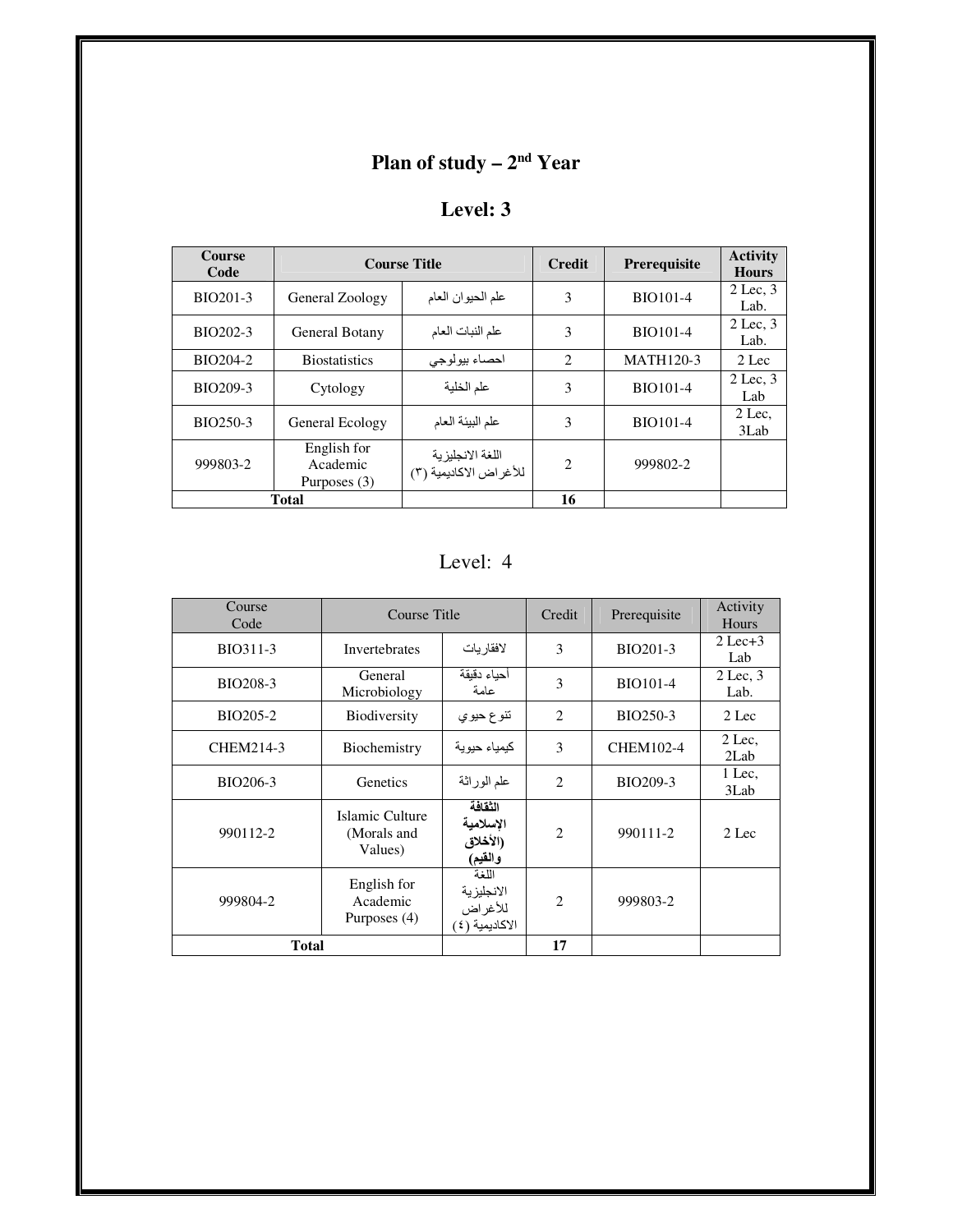# Plan of study – 2nd Year

## Level: 3

| Course Code | Course Title | | Credit | Prerequisite | Activity Hours |
|---|---|---|---|---|---|
| BIO201-3 | General Zoology | علم الحيوان العام | 3 | BIO101-4 | 2 Lec, 3 Lab. |
| BIO202-3 | General Botany | علم النبات العام | 3 | BIO101-4 | 2 Lec, 3 Lab. |
| BIO204-2 | Biostatistics | احصاء بيولوجي | 2 | MATH120-3 | 2 Lec |
| BIO209-3 | Cytology | علم الخلية | 3 | BIO101-4 | 2 Lec, 3 Lab |
| BIO250-3 | General Ecology | علم البيئة العام | 3 | BIO101-4 | 2 Lec, 3Lab |
| 999803-2 | English for Academic Purposes (3) | اللغة الانجليزية للأغراض الاكاديمية (٣) | 2 | 999802-2 | |
| **Total** | | | **16** | | |

## Level: 4

| Course Code | Course Title | | Credit | Prerequisite | Activity Hours |
|---|---|---|---|---|---|
| BIO311-3 | Invertebrates | لافقاريات | 3 | BIO201-3 | 2 Lec+3 Lab |
| BIO208-3 | General Microbiology | أحياء دقيقة عامة | 3 | BIO101-4 | 2 Lec, 3 Lab. |
| BIO205-2 | Biodiversity | تنوع حيوي | 2 | BIO250-3 | 2 Lec |
| CHEM214-3 | Biochemistry | كيمياء حيوية | 3 | CHEM102-4 | 2 Lec, 2Lab |
| BIO206-3 | Genetics | علم الوراثة | 2 | BIO209-3 | 1 Lec, 3Lab |
| 990112-2 | Islamic Culture (Morals and Values) | **الثقافة الإسلامية (الأخلاق والقيم)** | 2 | 990111-2 | 2 Lec |
| 999804-2 | English for Academic Purposes (4) | اللغة الانجليزية للأغراض الاكاديمية (٤) | 2 | 999803-2 | |
| **Total** | | | **17** | | |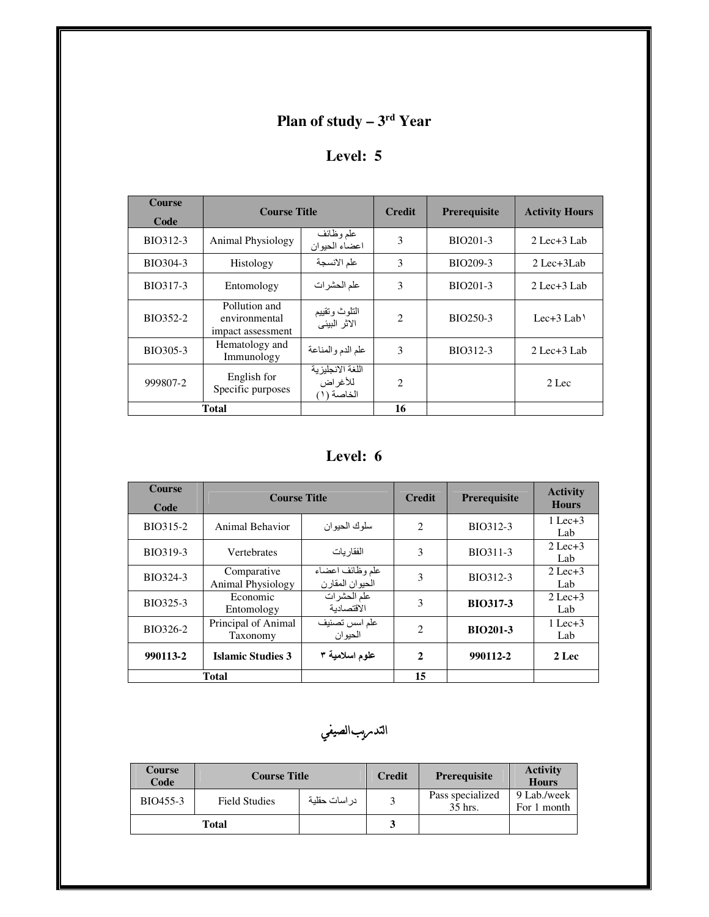# Plan of study – 3rd Year

## Level: 5

| Course Code | Course Title | | Credit | Prerequisite | Activity Hours |
|---|---|---|---|---|---|
| BIO312-3 | Animal Physiology | علم وظائف اعضاء الحيوان | 3 | BIO201-3 | 2 Lec+3 Lab |
| BIO304-3 | Histology | علم الانسجة | 3 | BIO209-3 | 2 Lec+3Lab |
| BIO317-3 | Entomology | علم الحشرات | 3 | BIO201-3 | 2 Lec+3 Lab |
| BIO352-2 | Pollution and environmental impact assessment | التلوث وتقييم الاثر البيئى | 2 | BIO250-3 | Lec+3 Lab١ |
| BIO305-3 | Hematology and Immunology | علم الدم والمناعة | 3 | BIO312-3 | 2 Lec+3 Lab |
| 999807-2 | English for Specific purposes | اللغة الانجليزية للأغراض الخاصة (١) | 2 | | 2 Lec |
| Total | | | 16 | | |

## Level: 6

| Course Code | Course Title | | Credit | Prerequisite | Activity Hours |
|---|---|---|---|---|---|
| BIO315-2 | Animal Behavior | سلوك الحيوان | 2 | BIO312-3 | 1 Lec+3 Lab |
| BIO319-3 | Vertebrates | الفقاريات | 3 | BIO311-3 | 2 Lec+3 Lab |
| BIO324-3 | Comparative Animal Physiology | علم وظائف اعضاء الحيوان المقارن | 3 | BIO312-3 | 2 Lec+3 Lab |
| BIO325-3 | Economic Entomology | علم الحشرات الاقتصادية | 3 | **BIO317-3** | 2 Lec+3 Lab |
| BIO326-2 | Principal of Animal Taxonomy | علم اسس تصنيف الحيوان | 2 | **BIO201-3** | 1 Lec+3 Lab |
| **990113-2** | **Islamic Studies 3** | **علوم اسلامية ٣** | **2** | **990112-2** | **2 Lec** |
| Total | | | 15 | | |

## التدريب الصيفي

| Course Code | Course Title | | Credit | Prerequisite | Activity Hours |
|---|---|---|---|---|---|
| BIO455-3 | Field Studies | دراسات حقلية | 3 | Pass specialized 35 hrs. | 9 Lab./week For 1 month |
| Total | | | 3 | | |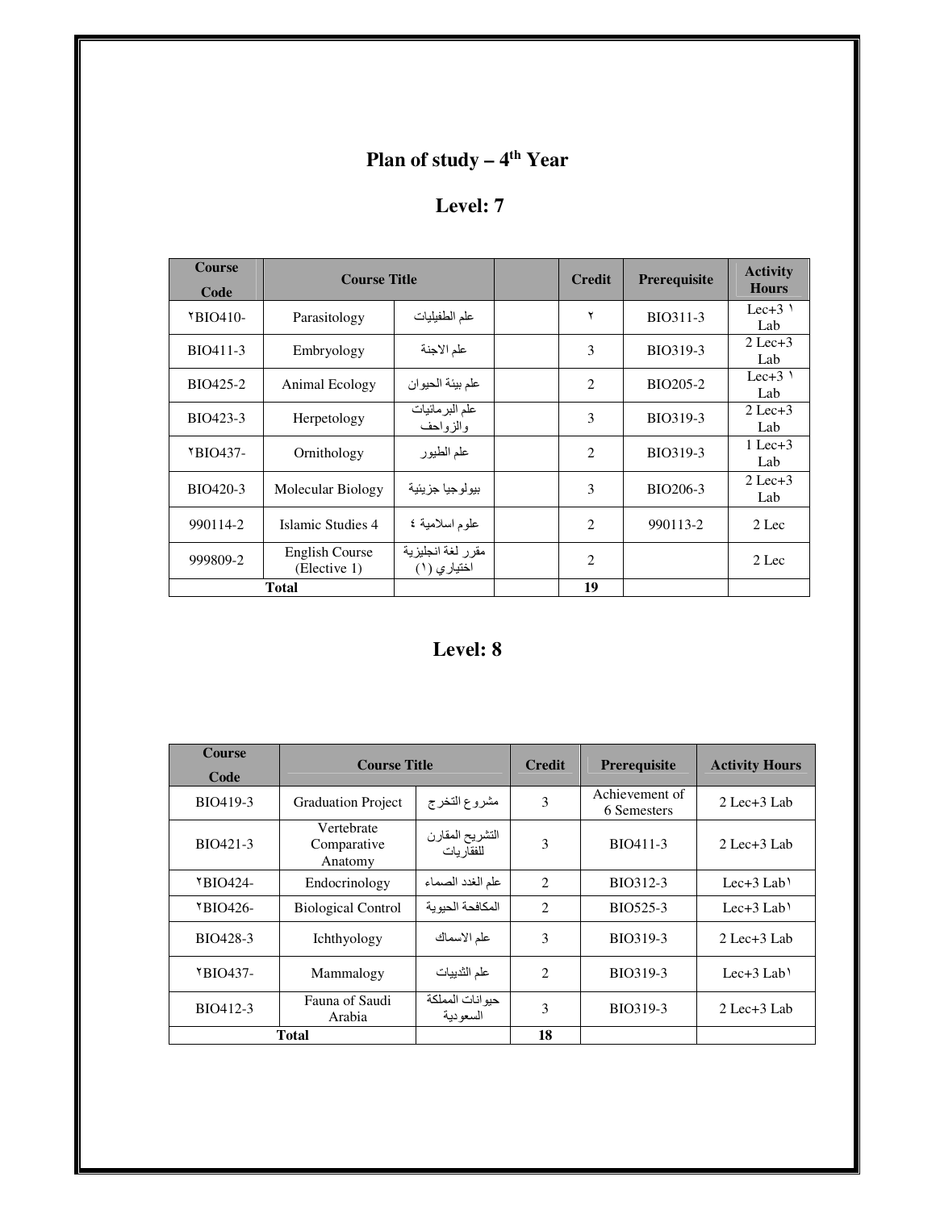# Plan of study – 4th Year

## Level: 7

| Course Code | Course Title | | | Credit | Prerequisite | Activity Hours |
|---|---|---|---|---|---|---|
| ٢BIO410- | Parasitology | علم الطفيليات | | ٢ | BIO311-3 | Lec+3 ١ Lab |
| BIO411-3 | Embryology | علم الاجنة | | 3 | BIO319-3 | 2 Lec+3 Lab |
| BIO425-2 | Animal Ecology | علم بيئة الحيوان | | 2 | BIO205-2 | Lec+3 ١ Lab |
| BIO423-3 | Herpetology | علم البرمائيات والزواحف | | 3 | BIO319-3 | 2 Lec+3 Lab |
| ٢BIO437- | Ornithology | علم الطيور | | 2 | BIO319-3 | 1 Lec+3 Lab |
| BIO420-3 | Molecular Biology | بيولوجيا جزيئية | | 3 | BIO206-3 | 2 Lec+3 Lab |
| 990114-2 | Islamic Studies 4 | علوم اسلامية ٤ | | 2 | 990113-2 | 2 Lec |
| 999809-2 | English Course (Elective 1) | مقرر لغة انجليزية اختياري (١) | | 2 | | 2 Lec |
| **Total** | | | | **19** | | |

## Level: 8

| Course Code | Course Title | | Credit | Prerequisite | Activity Hours |
|---|---|---|---|---|---|
| BIO419-3 | Graduation Project | مشروع التخرج | 3 | Achievement of 6 Semesters | 2 Lec+3 Lab |
| BIO421-3 | Vertebrate Comparative Anatomy | التشريح المقارن للفقاريات | 3 | BIO411-3 | 2 Lec+3 Lab |
| ٢BIO424- | Endocrinology | علم الغدد الصماء | 2 | BIO312-3 | Lec+3 Lab١ |
| ٢BIO426- | Biological Control | المكافحة الحيوية | 2 | BIO525-3 | Lec+3 Lab١ |
| BIO428-3 | Ichthyology | علم الاسماك | 3 | BIO319-3 | 2 Lec+3 Lab |
| ٢BIO437- | Mammalogy | علم الثدييات | 2 | BIO319-3 | Lec+3 Lab١ |
| BIO412-3 | Fauna of Saudi Arabia | حيوانات المملكة السعودية | 3 | BIO319-3 | 2 Lec+3 Lab |
| **Total** | | | **18** | | |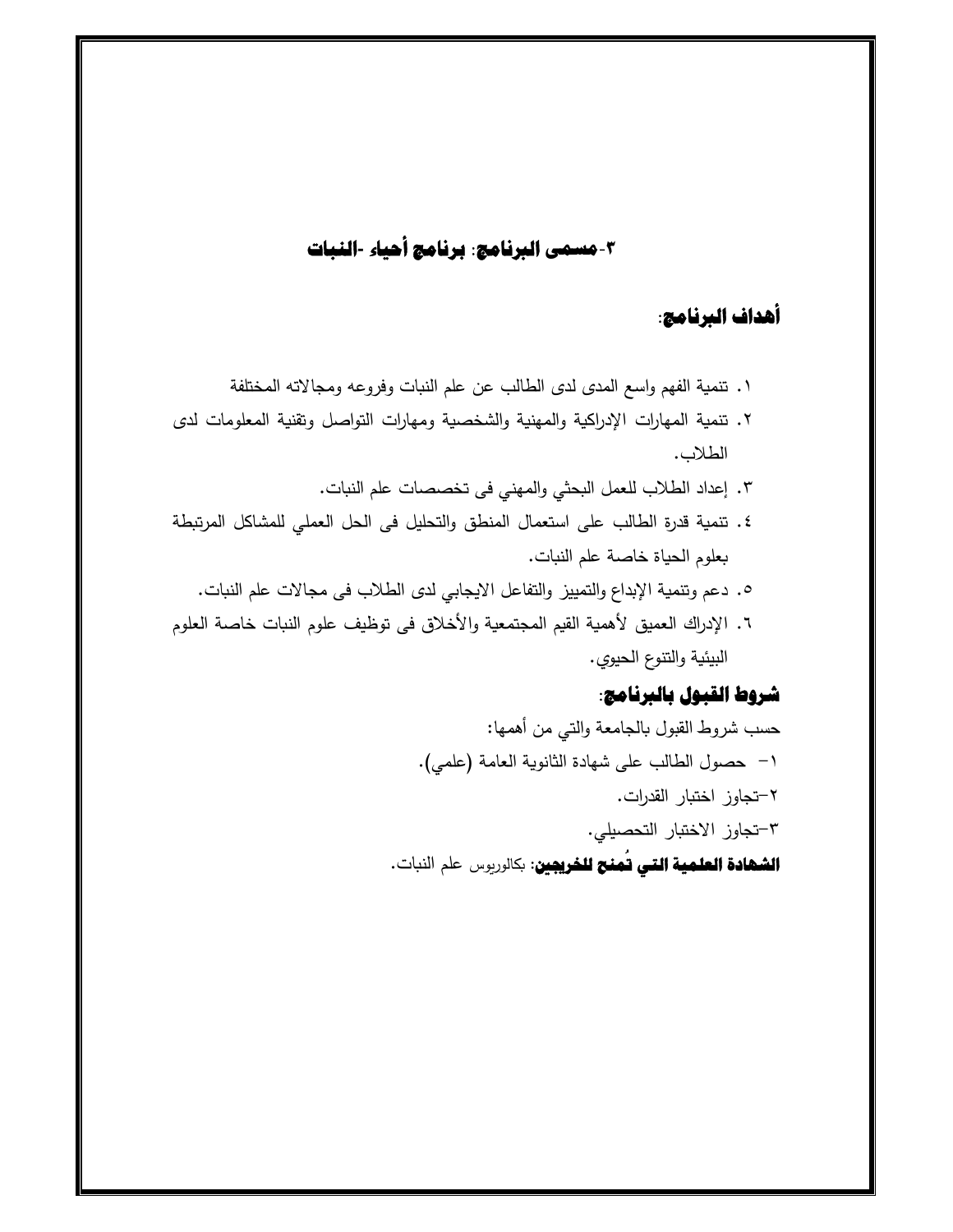## ٣-مسمى البرنامج: برنامج أحياء -النبات

### أهداف البرنامج:

١. تنمية الفهم واسع المدى لدى الطالب عن علم النبات وفروعه ومجالاته المختلفة

٢. تنمية المهارات الإدراكية والمهنية والشخصية ومهارات التواصل وتقنية المعلومات لدى الطلاب.

٣. إعداد الطلاب للعمل البحثي والمهني فى تخصصات علم النبات.

٤. تنمية قدرة الطالب على استعمال المنطق والتحليل فى الحل العملي للمشاكل المرتبطة بعلوم الحياة خاصة علم النبات.

٥. دعم وتنمية الإبداع والتمييز والتفاعل الايجابي لدى الطلاب فى مجالات علم النبات.

٦. الإدراك العميق لأهمية القيم المجتمعية والأخلاق فى توظيف علوم النبات خاصة العلوم البيئية والتنوع الحيوي.

### شروط القبول بالبرنامج:

حسب شروط القبول بالجامعة والتي من أهمها:

١- حصول الطالب على شهادة الثانوية العامة (علمي).

٢-تجاوز اختبار القدرات.

٣-تجاوز الاختبار التحصيلي.

**الشهادة العلمية التي تُمنح للخريجين:** بكالوريوس علم النبات.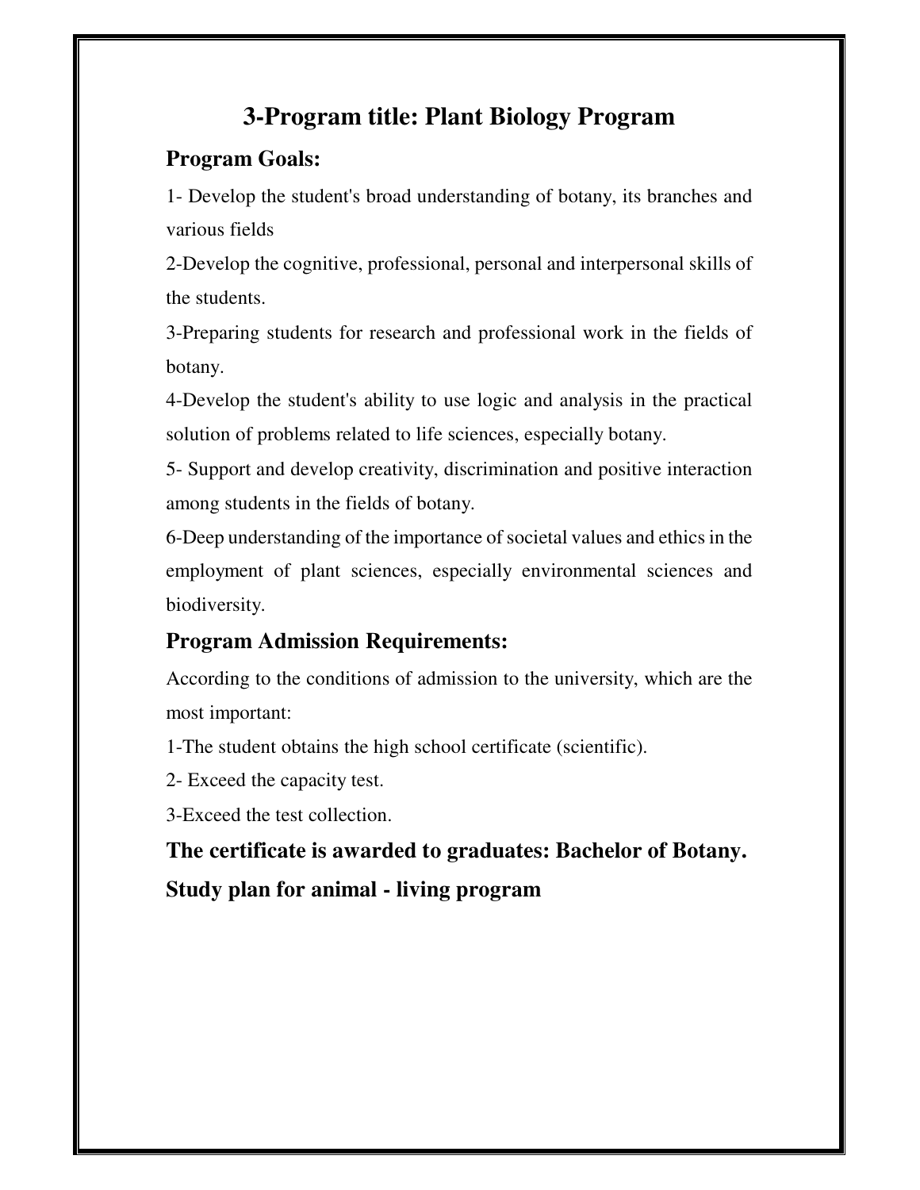# 3-Program title: Plant Biology Program

## Program Goals:

1- Develop the student's broad understanding of botany, its branches and various fields

2-Develop the cognitive, professional, personal and interpersonal skills of the students.

3-Preparing students for research and professional work in the fields of botany.

4-Develop the student's ability to use logic and analysis in the practical solution of problems related to life sciences, especially botany.

5- Support and develop creativity, discrimination and positive interaction among students in the fields of botany.

6-Deep understanding of the importance of societal values and ethics in the employment of plant sciences, especially environmental sciences and biodiversity.

## Program Admission Requirements:

According to the conditions of admission to the university, which are the most important:

1-The student obtains the high school certificate (scientific).

2- Exceed the capacity test.

3-Exceed the test collection.

**The certificate is awarded to graduates: Bachelor of Botany.**

**Study plan for animal - living program**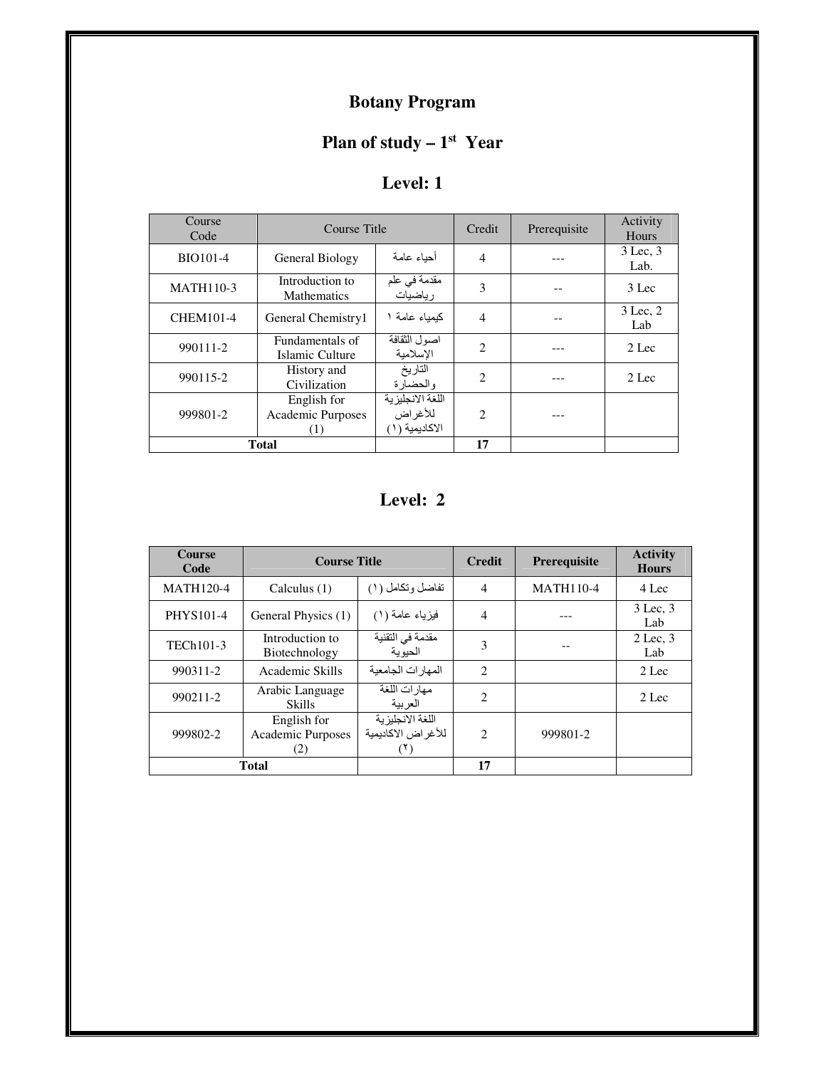# Botany Program

## Plan of study – 1st Year

### Level: 1

| Course Code | Course Title | | Credit | Prerequisite | Activity Hours |
|---|---|---|---|---|---|
| BIO101-4 | General Biology | أحياء عامة | 4 | --- | 3 Lec, 3 Lab. |
| MATH110-3 | Introduction to Mathematics | مقدمة في علم رياضيات | 3 | -- | 3 Lec |
| CHEM101-4 | General Chemistry1 | كيمياء عامة ١ | 4 | -- | 3 Lec, 2 Lab |
| 990111-2 | Fundamentals of Islamic Culture | اصول الثقافة الإسلامية | 2 | --- | 2 Lec |
| 990115-2 | History and Civilization | التاريخ والحضارة | 2 | --- | 2 Lec |
| 999801-2 | English for Academic Purposes (1) | اللغة الانجليزية للأغراض الاكاديمية (١) | 2 | --- | |
| **Total** | | | **17** | | |

### Level: 2

| **Course Code** | **Course Title** | | **Credit** | **Prerequisite** | **Activity Hours** |
|---|---|---|---|---|---|
| MATH120-4 | Calculus (1) | تفاضل وتكامل (١) | 4 | MATH110-4 | 4 Lec |
| PHYS101-4 | General Physics (1) | فيزياء عامة (١) | 4 | --- | 3 Lec, 3 Lab |
| TECh101-3 | Introduction to Biotechnology | مقدمة في التقنية الحيوية | 3 | -- | 2 Lec, 3 Lab |
| 990311-2 | Academic Skills | المهارات الجامعية | 2 | | 2 Lec |
| 990211-2 | Arabic Language Skills | مهارات اللغة العربية | 2 | | 2 Lec |
| 999802-2 | English for Academic Purposes (2) | اللغة الانجليزية للأغراض الاكاديمية (٢) | 2 | 999801-2 | |
| **Total** | | | **17** | | |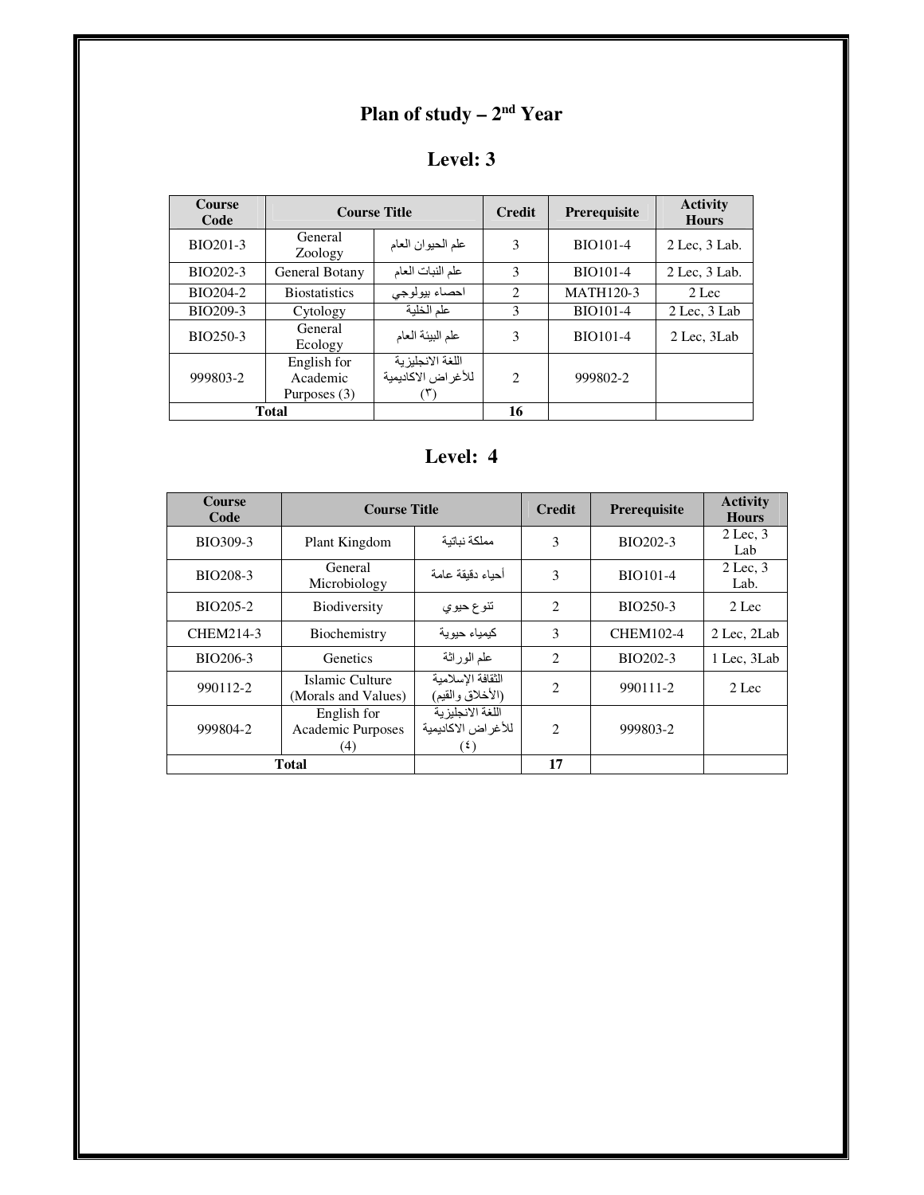# Plan of study – 2nd Year

## Level: 3

| Course Code | Course Title | | Credit | Prerequisite | Activity Hours |
|---|---|---|---|---|---|
| BIO201-3 | General Zoology | علم الحيوان العام | 3 | BIO101-4 | 2 Lec, 3 Lab. |
| BIO202-3 | General Botany | علم النبات العام | 3 | BIO101-4 | 2 Lec, 3 Lab. |
| BIO204-2 | Biostatistics | احصاء بيولوجي | 2 | MATH120-3 | 2 Lec |
| BIO209-3 | Cytology | علم الخلية | 3 | BIO101-4 | 2 Lec, 3 Lab |
| BIO250-3 | General Ecology | علم البيئة العام | 3 | BIO101-4 | 2 Lec, 3Lab |
| 999803-2 | English for Academic Purposes (3) | اللغة الانجليزية للأغراض الاكاديمية (٣) | 2 | 999802-2 | |
| Total | | | 16 | | |

## Level: 4

| Course Code | Course Title | | Credit | Prerequisite | Activity Hours |
|---|---|---|---|---|---|
| BIO309-3 | Plant Kingdom | مملكة نباتية | 3 | BIO202-3 | 2 Lec, 3 Lab |
| BIO208-3 | General Microbiology | أحياء دقيقة عامة | 3 | BIO101-4 | 2 Lec, 3 Lab. |
| BIO205-2 | Biodiversity | تنوع حيوي | 2 | BIO250-3 | 2 Lec |
| CHEM214-3 | Biochemistry | كيمياء حيوية | 3 | CHEM102-4 | 2 Lec, 2Lab |
| BIO206-3 | Genetics | علم الوراثة | 2 | BIO202-3 | 1 Lec, 3Lab |
| 990112-2 | Islamic Culture (Morals and Values) | الثقافة الإسلامية (الأخلاق والقيم) | 2 | 990111-2 | 2 Lec |
| 999804-2 | English for Academic Purposes (4) | اللغة الانجليزية للأغراض الاكاديمية (٤) | 2 | 999803-2 | |
| Total | | | 17 | | |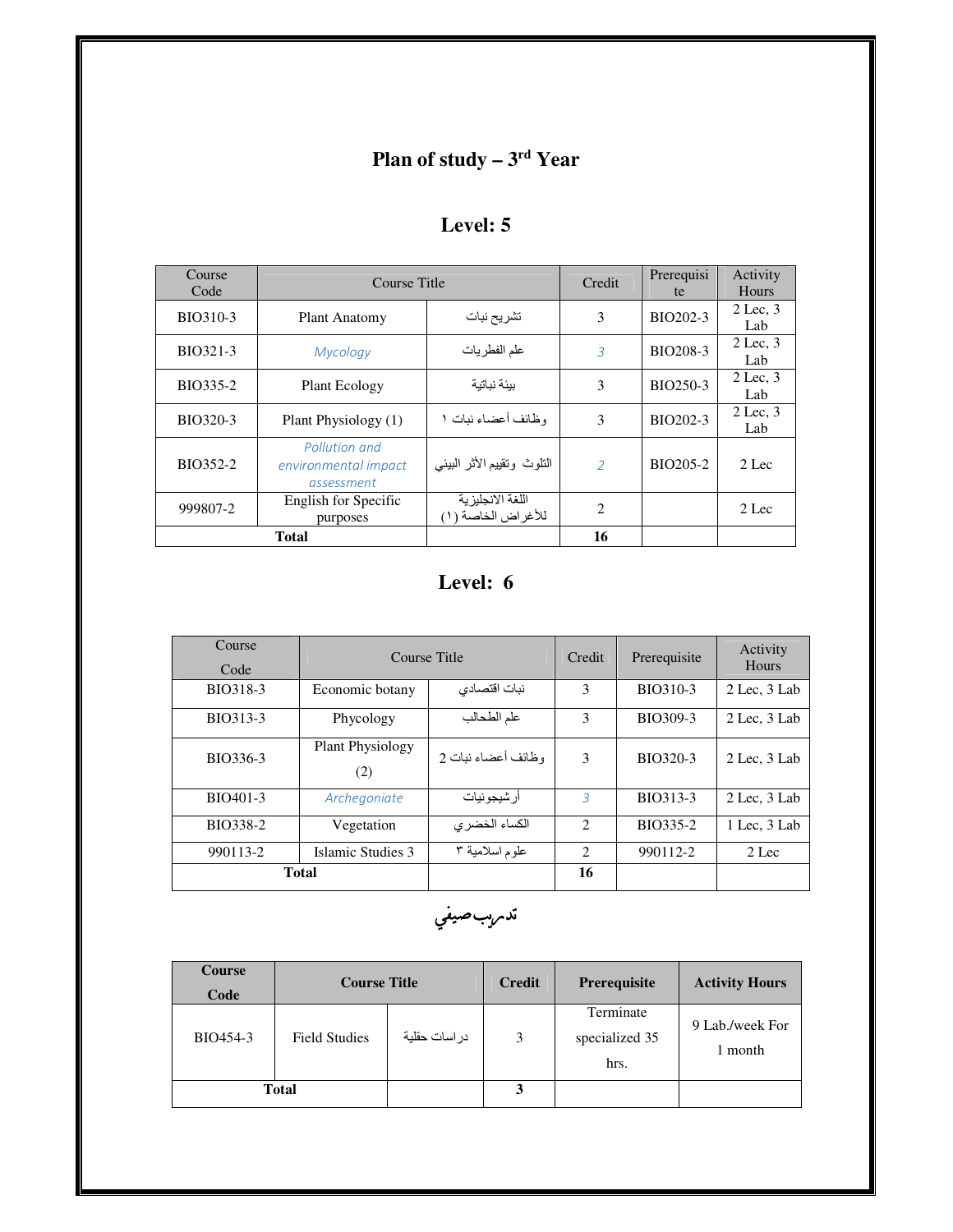# Plan of study – 3rd Year

## Level: 5

| Course Code | Course Title | | Credit | Prerequisite | Activity Hours |
|---|---|---|---|---|---|
| BIO310-3 | Plant Anatomy | تشريح نبات | 3 | BIO202-3 | 2 Lec, 3 Lab |
| BIO321-3 | *Mycology* | علم الفطريات | *3* | BIO208-3 | 2 Lec, 3 Lab |
| BIO335-2 | Plant Ecology | بيئة نباتية | 3 | BIO250-3 | 2 Lec, 3 Lab |
| BIO320-3 | Plant Physiology (1) | وظائف أعضاء نبات ١ | 3 | BIO202-3 | 2 Lec, 3 Lab |
| BIO352-2 | *Pollution and environmental impact assessment* | التلوث وتقييم الأثر البيئي | *2* | BIO205-2 | 2 Lec |
| 999807-2 | English for Specific purposes | اللغة الانجليزية للأغراض الخاصة (١) | 2 | | 2 Lec |
| **Total** | | | **16** | | |

## Level: 6

| Course Code | Course Title | | Credit | Prerequisite | Activity Hours |
|---|---|---|---|---|---|
| BIO318-3 | Economic botany | نبات اقتصادي | 3 | BIO310-3 | 2 Lec, 3 Lab |
| BIO313-3 | Phycology | علم الطحالب | 3 | BIO309-3 | 2 Lec, 3 Lab |
| BIO336-3 | Plant Physiology (2) | وظائف أعضاء نبات 2 | 3 | BIO320-3 | 2 Lec, 3 Lab |
| BIO401-3 | *Archegoniate* | أرشيجونيات | *3* | BIO313-3 | 2 Lec, 3 Lab |
| BIO338-2 | Vegetation | الكساء الخضري | 2 | BIO335-2 | 1 Lec, 3 Lab |
| 990113-2 | Islamic Studies 3 | علوم اسلامية ٣ | 2 | 990112-2 | 2 Lec |
| **Total** | | | **16** | | |

## تدريب صيفي

| **Course Code** | **Course Title** | | **Credit** | **Prerequisite** | **Activity Hours** |
|---|---|---|---|---|---|
| BIO454-3 | Field Studies | دراسات حقلية | 3 | Terminate specialized 35 hrs. | 9 Lab./week For 1 month |
| **Total** | | | **3** | | |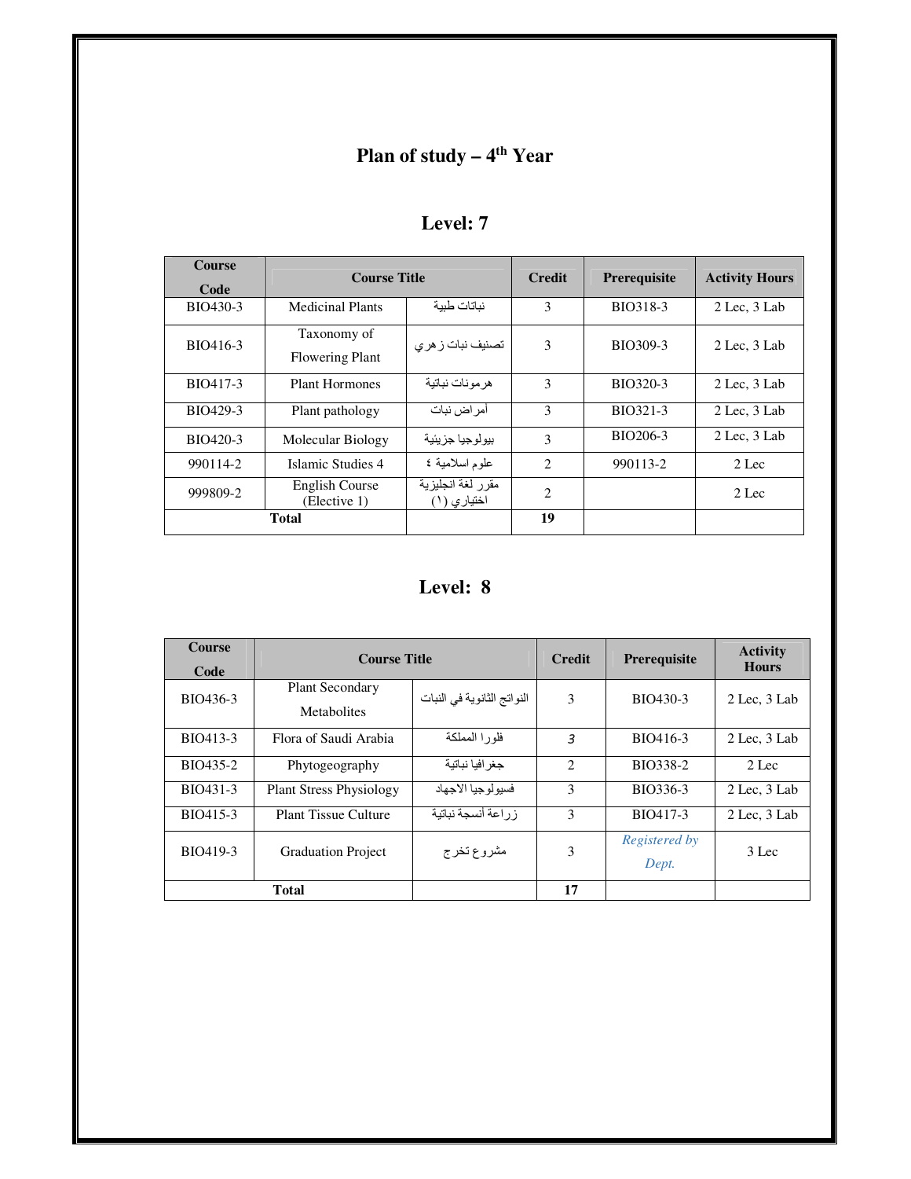# Plan of study – 4th Year

## Level: 7

| Course Code | Course Title | | Credit | Prerequisite | Activity Hours |
|---|---|---|---|---|---|
| BIO430-3 | Medicinal Plants | نباتات طبية | 3 | BIO318-3 | 2 Lec, 3 Lab |
| BIO416-3 | Taxonomy of Flowering Plant | تصنيف نبات زهري | 3 | BIO309-3 | 2 Lec, 3 Lab |
| BIO417-3 | Plant Hormones | هرمونات نباتية | 3 | BIO320-3 | 2 Lec, 3 Lab |
| BIO429-3 | Plant pathology | أمراض نبات | 3 | BIO321-3 | 2 Lec, 3 Lab |
| BIO420-3 | Molecular Biology | بيولوجيا جزيئية | 3 | BIO206-3 | 2 Lec, 3 Lab |
| 990114-2 | Islamic Studies 4 | علوم اسلامية ٤ | 2 | 990113-2 | 2 Lec |
| 999809-2 | English Course (Elective 1) | مقرر لغة انجليزية اختياري (١) | 2 | | 2 Lec |
| **Total** | | | **19** | | |

## Level: 8

| Course Code | Course Title | | Credit | Prerequisite | Activity Hours |
|---|---|---|---|---|---|
| BIO436-3 | Plant Secondary Metabolites | النواتج الثانوية في النبات | 3 | BIO430-3 | 2 Lec, 3 Lab |
| BIO413-3 | Flora of Saudi Arabia | فلورا المملكة | 3 | BIO416-3 | 2 Lec, 3 Lab |
| BIO435-2 | Phytogeography | جغرافيا نباتية | 2 | BIO338-2 | 2 Lec |
| BIO431-3 | Plant Stress Physiology | فسيولوجيا الاجهاد | 3 | BIO336-3 | 2 Lec, 3 Lab |
| BIO415-3 | Plant Tissue Culture | زراعة أنسجة نباتية | 3 | BIO417-3 | 2 Lec, 3 Lab |
| BIO419-3 | Graduation Project | مشروع تخرج | 3 | *Registered by Dept.* | 3 Lec |
| **Total** | | | **17** | | |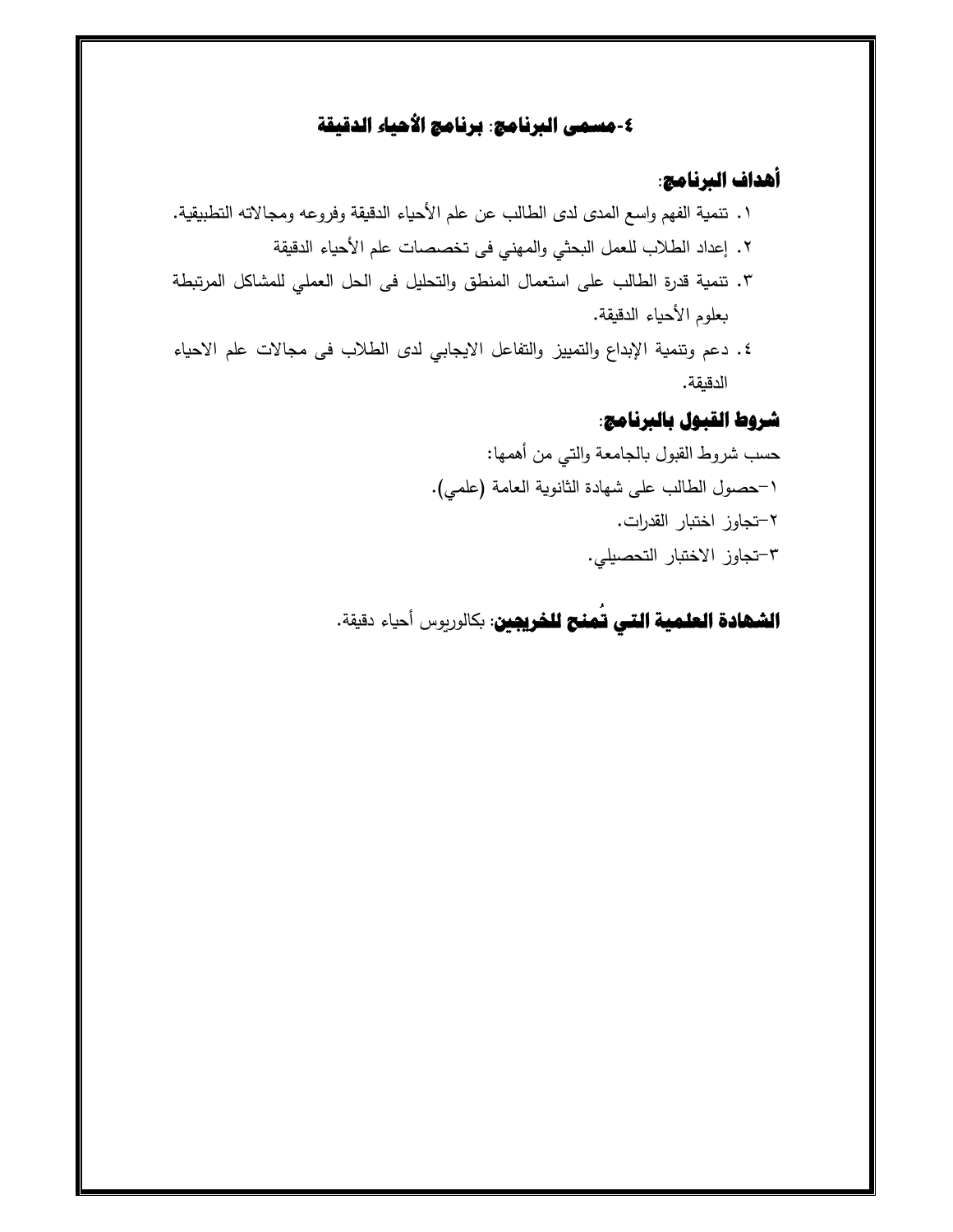## ٤-**مسمى البرنامج**: **برنامج الأحياء الدقيقة**

### أهداف البرنامج:

١. تنمية الفهم واسع المدى لدى الطالب عن علم الأحياء الدقيقة وفروعه ومجالاته التطبيقية.

٢. إعداد الطلاب للعمل البحثي والمهني فى تخصصات علم الأحياء الدقيقة

٣. تنمية قدرة الطالب على استعمال المنطق والتحليل فى الحل العملي للمشاكل المرتبطة بعلوم الأحياء الدقيقة.

٤. دعم وتنمية الإبداع والتمييز والتفاعل الايجابي لدى الطلاب فى مجالات علم الاحياء الدقيقة.

### شروط القبول بالبرنامج:

حسب شروط القبول بالجامعة والتي من أهمها:

١-حصول الطالب على شهادة الثانوية العامة (علمي).

٢-تجاوز اختبار القدرات.

٣-تجاوز الاختبار التحصيلي.

**الشهادة العلمية التي تُمنح للخريجين**: بكالوريوس أحياء دقيقة.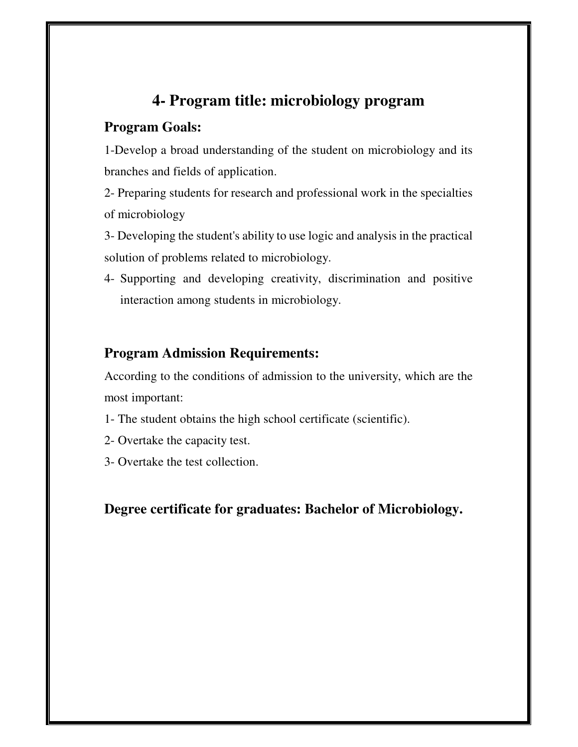# 4- Program title: microbiology program

## Program Goals:

1-Develop a broad understanding of the student on microbiology and its branches and fields of application.

2- Preparing students for research and professional work in the specialties of microbiology

3- Developing the student's ability to use logic and analysis in the practical solution of problems related to microbiology.

4- Supporting and developing creativity, discrimination and positive interaction among students in microbiology.

## Program Admission Requirements:

According to the conditions of admission to the university, which are the most important:

1- The student obtains the high school certificate (scientific).

2- Overtake the capacity test.

3- Overtake the test collection.

## Degree certificate for graduates: Bachelor of Microbiology.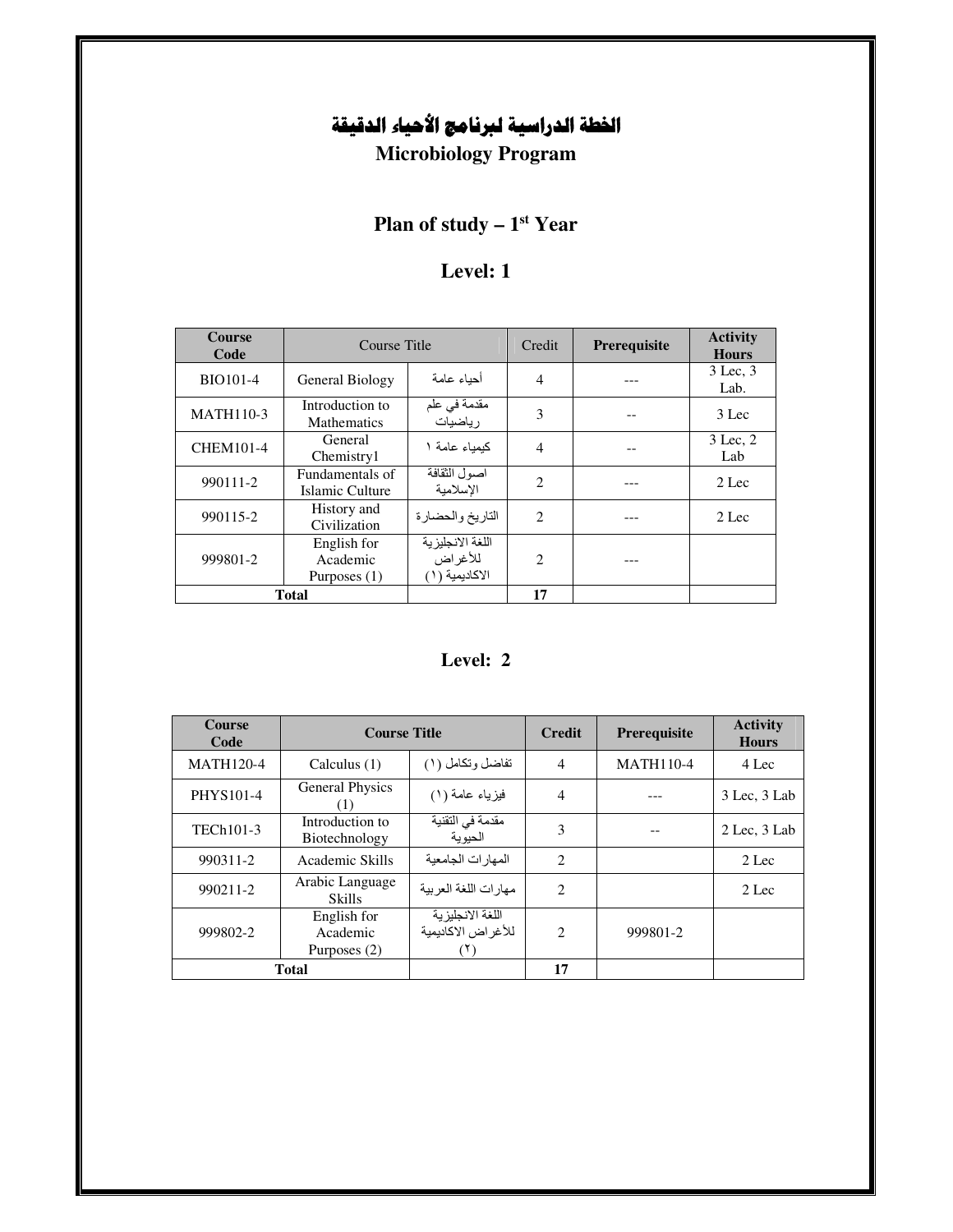# الخطة الدراسية لبرنامج الأحياء الدقيقة

## Microbiology Program

### Plan of study – 1st Year

### Level: 1

| Course Code | Course Title | | Credit | Prerequisite | Activity Hours |
|---|---|---|---|---|---|
| BIO101-4 | General Biology | أحياء عامة | 4 | --- | 3 Lec, 3 Lab. |
| MATH110-3 | Introduction to Mathematics | مقدمة في علم رياضيات | 3 | -- | 3 Lec |
| CHEM101-4 | General Chemistry1 | كيمياء عامة ١ | 4 | -- | 3 Lec, 2 Lab |
| 990111-2 | Fundamentals of Islamic Culture | اصول الثقافة الإسلامية | 2 | --- | 2 Lec |
| 990115-2 | History and Civilization | التاريخ والحضارة | 2 | --- | 2 Lec |
| 999801-2 | English for Academic Purposes (1) | اللغة الانجليزية للأغراض الاكاديمية (١) | 2 | --- | |
| **Total** | | | **17** | | |

### Level: 2

| Course Code | Course Title | | Credit | Prerequisite | Activity Hours |
|---|---|---|---|---|---|
| MATH120-4 | Calculus (1) | تفاضل وتكامل (١) | 4 | MATH110-4 | 4 Lec |
| PHYS101-4 | General Physics (1) | فيزياء عامة (١) | 4 | --- | 3 Lec, 3 Lab |
| TECh101-3 | Introduction to Biotechnology | مقدمة في التقنية الحيوية | 3 | -- | 2 Lec, 3 Lab |
| 990311-2 | Academic Skills | المهارات الجامعية | 2 | | 2 Lec |
| 990211-2 | Arabic Language Skills | مهارات اللغة العربية | 2 | | 2 Lec |
| 999802-2 | English for Academic Purposes (2) | اللغة الانجليزية للأغراض الاكاديمية (٢) | 2 | 999801-2 | |
| **Total** | | | **17** | | |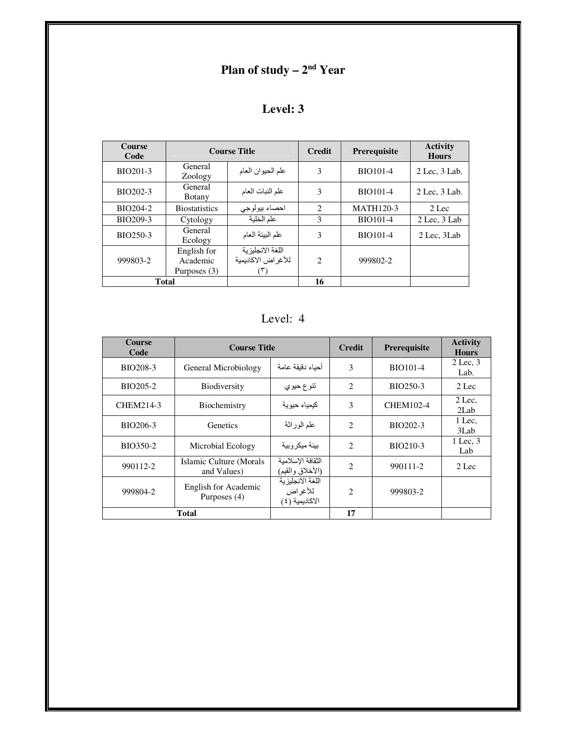# Plan of study – 2nd Year

## Level: 3

| Course Code | Course Title | | Credit | Prerequisite | Activity Hours |
|---|---|---|---|---|---|
| BIO201-3 | General Zoology | علم الحيوان العام | 3 | BIO101-4 | 2 Lec, 3 Lab. |
| BIO202-3 | General Botany | علم النبات العام | 3 | BIO101-4 | 2 Lec, 3 Lab. |
| BIO204-2 | Biostatistics | احصاء بيولوجي | 2 | MATH120-3 | 2 Lec |
| BIO209-3 | Cytology | علم الخلية | 3 | BIO101-4 | 2 Lec, 3 Lab |
| BIO250-3 | General Ecology | علم البيئة العام | 3 | BIO101-4 | 2 Lec, 3Lab |
| 999803-2 | English for Academic Purposes (3) | اللغة الانجليزية للأغراض الاكاديمية (٣) | 2 | 999802-2 | |
| **Total** | | | **16** | | |

## Level: 4

| Course Code | Course Title | | Credit | Prerequisite | Activity Hours |
|---|---|---|---|---|---|
| BIO208-3 | General Microbiology | أحياء دقيقة عامة | 3 | BIO101-4 | 2 Lec, 3 Lab. |
| BIO205-2 | Biodiversity | تنوع حيوي | 2 | BIO250-3 | 2 Lec |
| CHEM214-3 | Biochemistry | كيمياء حيوية | 3 | CHEM102-4 | 2 Lec, 2Lab |
| BIO206-3 | Genetics | علم الوراثة | 2 | BIO202-3 | 1 Lec, 3Lab |
| BIO350-2 | Microbial Ecology | بيئة ميكروبية | 2 | BIO210-3 | 1 Lec, 3 Lab |
| 990112-2 | Islamic Culture (Morals and Values) | الثقافة الإسلامية (الأخلاق والقيم) | 2 | 990111-2 | 2 Lec |
| 999804-2 | English for Academic Purposes (4) | اللغة الانجليزية للأغراض الاكاديمية (٤) | 2 | 999803-2 | |
| **Total** | | | **17** | | |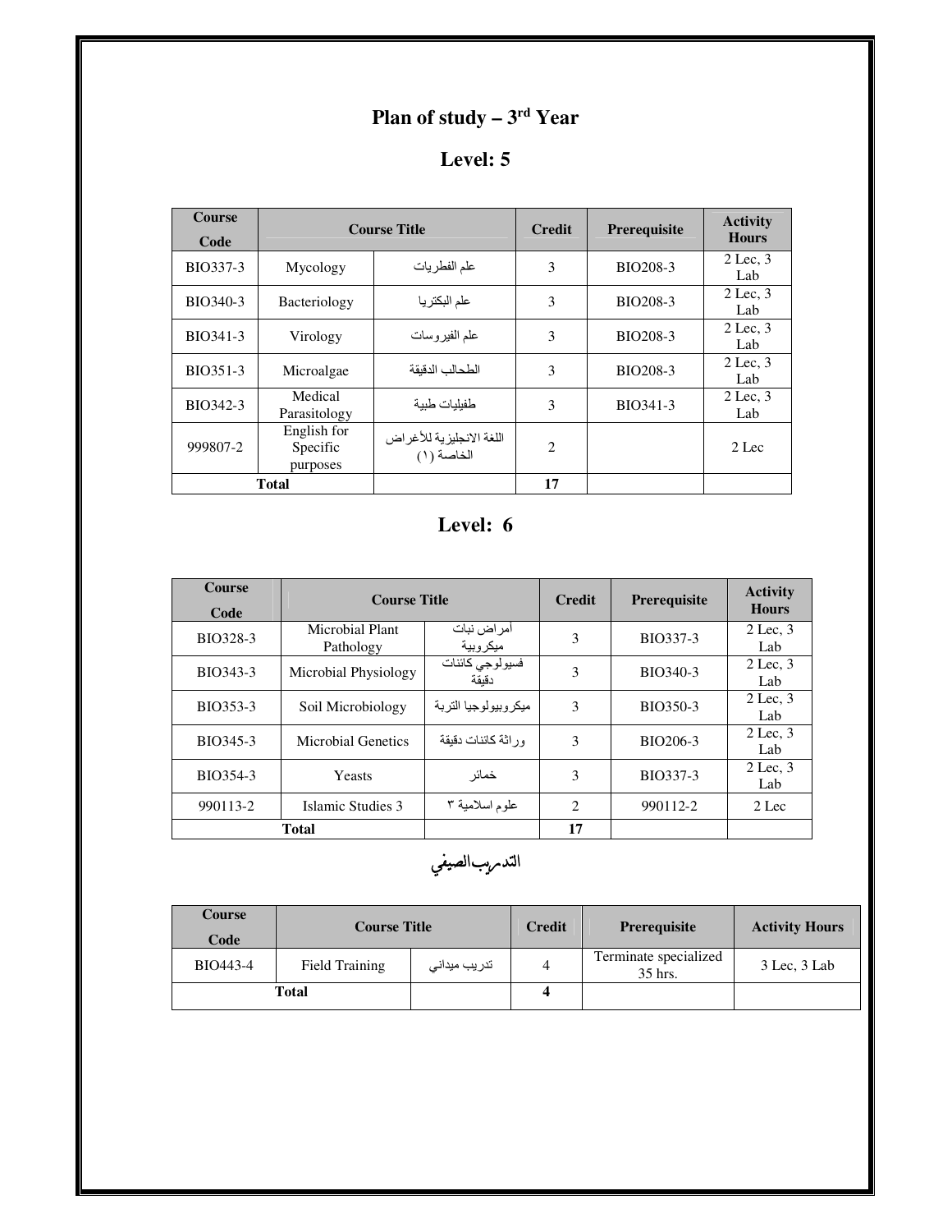# Plan of study – 3rd Year

## Level: 5

| Course Code | Course Title | | Credit | Prerequisite | Activity Hours |
|---|---|---|---|---|---|
| BIO337-3 | Mycology | علم الفطريات | 3 | BIO208-3 | 2 Lec, 3 Lab |
| BIO340-3 | Bacteriology | علم البكتريا | 3 | BIO208-3 | 2 Lec, 3 Lab |
| BIO341-3 | Virology | علم الفيروسات | 3 | BIO208-3 | 2 Lec, 3 Lab |
| BIO351-3 | Microalgae | الطحالب الدقيقة | 3 | BIO208-3 | 2 Lec, 3 Lab |
| BIO342-3 | Medical Parasitology | طفيليات طبية | 3 | BIO341-3 | 2 Lec, 3 Lab |
| 999807-2 | English for Specific purposes | اللغة الانجليزية للأغراض الخاصة (١) | 2 | | 2 Lec |
| **Total** | | | **17** | | |

## Level: 6

| Course Code | Course Title | | Credit | Prerequisite | Activity Hours |
|---|---|---|---|---|---|
| BIO328-3 | Microbial Plant Pathology | امراض نبات ميكروبية | 3 | BIO337-3 | 2 Lec, 3 Lab |
| BIO343-3 | Microbial Physiology | فسيولوجي كائنات دقيقة | 3 | BIO340-3 | 2 Lec, 3 Lab |
| BIO353-3 | Soil Microbiology | ميكروبيولوجيا التربة | 3 | BIO350-3 | 2 Lec, 3 Lab |
| BIO345-3 | Microbial Genetics | وراثة كائنات دقيقة | 3 | BIO206-3 | 2 Lec, 3 Lab |
| BIO354-3 | Yeasts | خمائر | 3 | BIO337-3 | 2 Lec, 3 Lab |
| 990113-2 | Islamic Studies 3 | علوم اسلامية ٣ | 2 | 990112-2 | 2 Lec |
| **Total** | | | **17** | | |

## التدريب الصيفي

| Course Code | Course Title | | Credit | Prerequisite | Activity Hours |
|---|---|---|---|---|---|
| BIO443-4 | Field Training | تدريب ميداني | 4 | Terminate specialized 35 hrs. | 3 Lec, 3 Lab |
| **Total** | | | **4** | | |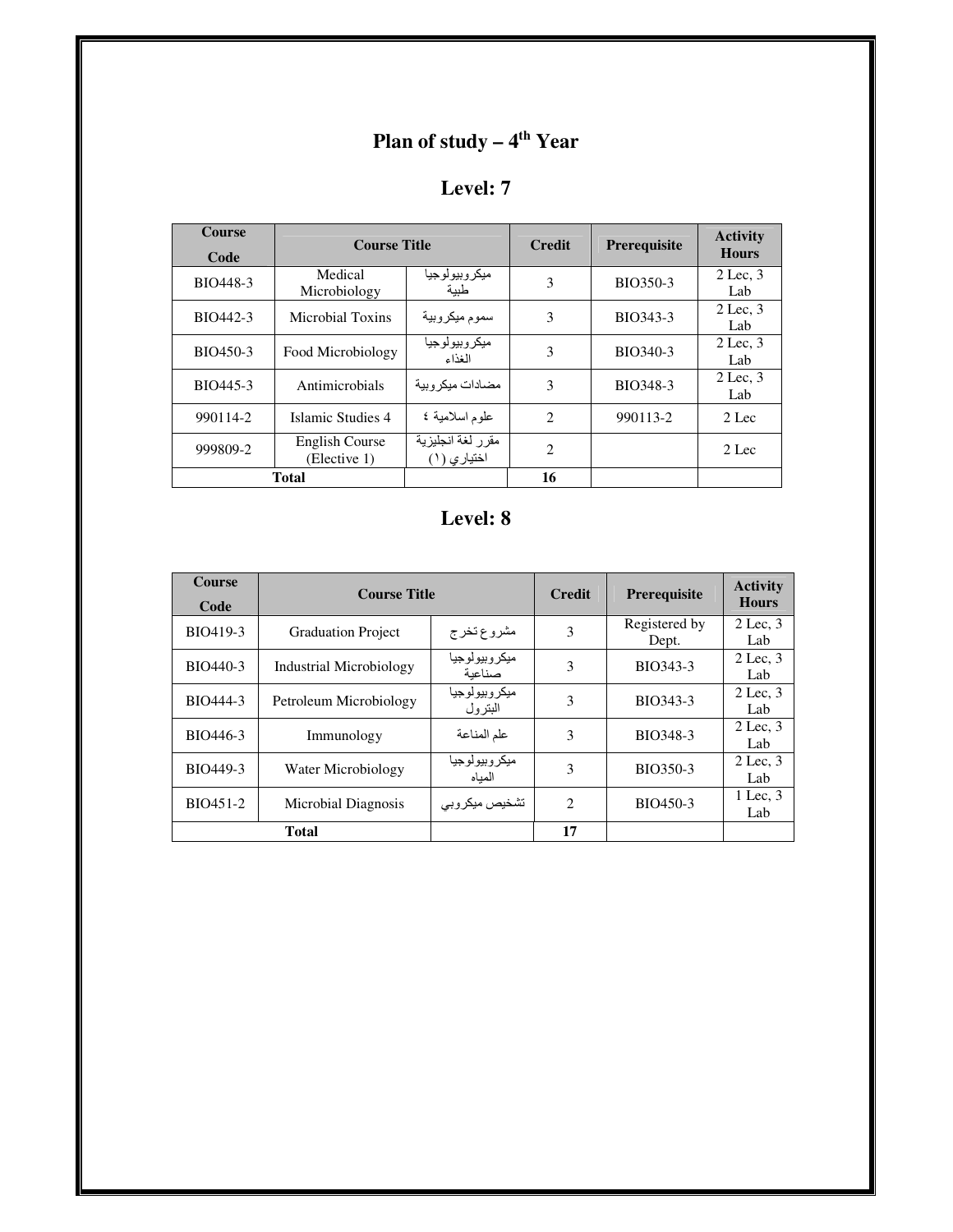# Plan of study – 4th Year

## Level: 7

| Course Code | Course Title | | Credit | Prerequisite | Activity Hours |
|---|---|---|---|---|---|
| BIO448-3 | Medical Microbiology | ميكروبيولوجيا طبية | 3 | BIO350-3 | 2 Lec, 3 Lab |
| BIO442-3 | Microbial Toxins | سموم ميكروبية | 3 | BIO343-3 | 2 Lec, 3 Lab |
| BIO450-3 | Food Microbiology | ميكروبيولوجيا الغذاء | 3 | BIO340-3 | 2 Lec, 3 Lab |
| BIO445-3 | Antimicrobials | مضادات ميكروبية | 3 | BIO348-3 | 2 Lec, 3 Lab |
| 990114-2 | Islamic Studies 4 | علوم اسلامية ٤ | 2 | 990113-2 | 2 Lec |
| 999809-2 | English Course (Elective 1) | مقرر لغة انجليزية اختياري (١) | 2 | | 2 Lec |
| Total | | | 16 | | |

## Level: 8

| Course Code | Course Title | | Credit | Prerequisite | Activity Hours |
|---|---|---|---|---|---|
| BIO419-3 | Graduation Project | مشروع تخرج | 3 | Registered by Dept. | 2 Lec, 3 Lab |
| BIO440-3 | Industrial Microbiology | ميكروبيولوجيا صناعية | 3 | BIO343-3 | 2 Lec, 3 Lab |
| BIO444-3 | Petroleum Microbiology | ميكروبيولوجيا البترول | 3 | BIO343-3 | 2 Lec, 3 Lab |
| BIO446-3 | Immunology | علم المناعة | 3 | BIO348-3 | 2 Lec, 3 Lab |
| BIO449-3 | Water Microbiology | ميكروبيولوجيا المياه | 3 | BIO350-3 | 2 Lec, 3 Lab |
| BIO451-2 | Microbial Diagnosis | تشخيص ميكروبي | 2 | BIO450-3 | 1 Lec, 3 Lab |
| Total | | | 17 | | |